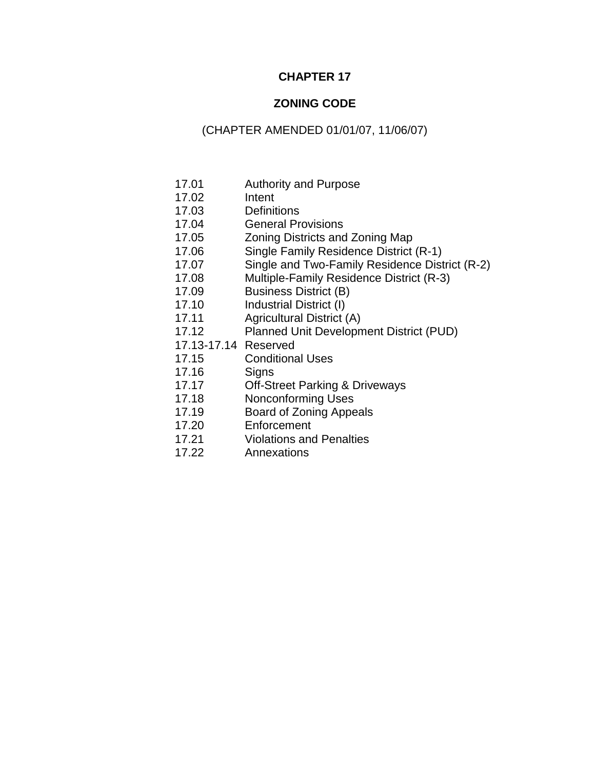# CHAPTER 17

## ZONING CODE

(CHAPTER AMENDED 01/01/07, 11/06/07)

| | |
|---|---|
| 17.01 | Authority and Purpose |
| 17.02 | Intent |
| 17.03 | Definitions |
| 17.04 | General Provisions |
| 17.05 | Zoning Districts and Zoning Map |
| 17.06 | Single Family Residence District (R-1) |
| 17.07 | Single and Two-Family Residence District (R-2) |
| 17.08 | Multiple-Family Residence District (R-3) |
| 17.09 | Business District (B) |
| 17.10 | Industrial District (I) |
| 17.11 | Agricultural District (A) |
| 17.12 | Planned Unit Development District (PUD) |
| 17.13-17.14 | Reserved |
| 17.15 | Conditional Uses |
| 17.16 | Signs |
| 17.17 | Off-Street Parking & Driveways |
| 17.18 | Nonconforming Uses |
| 17.19 | Board of Zoning Appeals |
| 17.20 | Enforcement |
| 17.21 | Violations and Penalties |
| 17.22 | Annexations |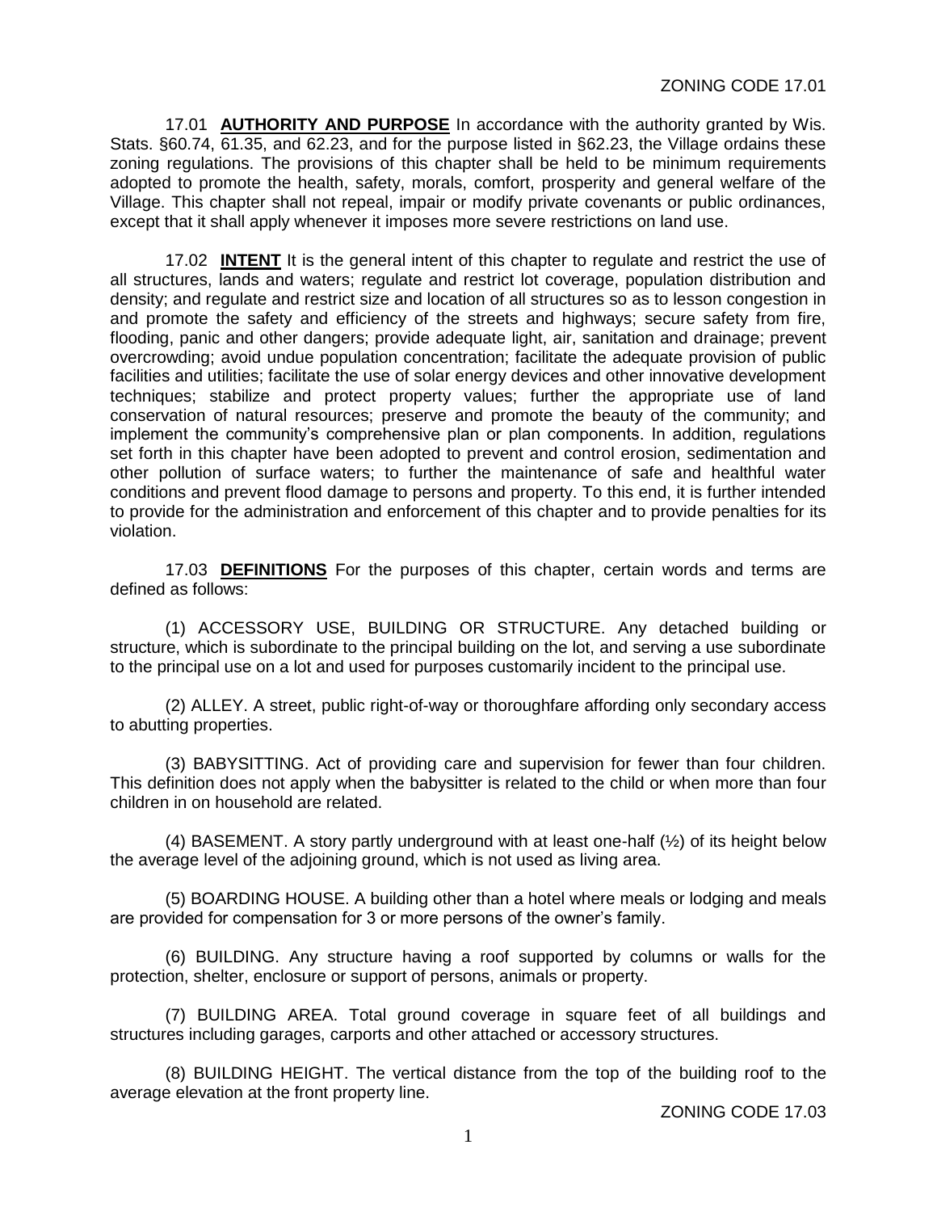17.01 **AUTHORITY AND PURPOSE** In accordance with the authority granted by Wis. Stats. §60.74, 61.35, and 62.23, and for the purpose listed in §62.23, the Village ordains these zoning regulations. The provisions of this chapter shall be held to be minimum requirements adopted to promote the health, safety, morals, comfort, prosperity and general welfare of the Village. This chapter shall not repeal, impair or modify private covenants or public ordinances, except that it shall apply whenever it imposes more severe restrictions on land use.

17.02 **INTENT** It is the general intent of this chapter to regulate and restrict the use of all structures, lands and waters; regulate and restrict lot coverage, population distribution and density; and regulate and restrict size and location of all structures so as to lesson congestion in and promote the safety and efficiency of the streets and highways; secure safety from fire, flooding, panic and other dangers; provide adequate light, air, sanitation and drainage; prevent overcrowding; avoid undue population concentration; facilitate the adequate provision of public facilities and utilities; facilitate the use of solar energy devices and other innovative development techniques; stabilize and protect property values; further the appropriate use of land conservation of natural resources; preserve and promote the beauty of the community; and implement the community's comprehensive plan or plan components. In addition, regulations set forth in this chapter have been adopted to prevent and control erosion, sedimentation and other pollution of surface waters; to further the maintenance of safe and healthful water conditions and prevent flood damage to persons and property. To this end, it is further intended to provide for the administration and enforcement of this chapter and to provide penalties for its violation.

17.03 **DEFINITIONS** For the purposes of this chapter, certain words and terms are defined as follows:

(1) ACCESSORY USE, BUILDING OR STRUCTURE. Any detached building or structure, which is subordinate to the principal building on the lot, and serving a use subordinate to the principal use on a lot and used for purposes customarily incident to the principal use.

(2) ALLEY. A street, public right-of-way or thoroughfare affording only secondary access to abutting properties.

(3) BABYSITTING. Act of providing care and supervision for fewer than four children. This definition does not apply when the babysitter is related to the child or when more than four children in on household are related.

(4) BASEMENT. A story partly underground with at least one-half (½) of its height below the average level of the adjoining ground, which is not used as living area.

(5) BOARDING HOUSE. A building other than a hotel where meals or lodging and meals are provided for compensation for 3 or more persons of the owner's family.

(6) BUILDING. Any structure having a roof supported by columns or walls for the protection, shelter, enclosure or support of persons, animals or property.

(7) BUILDING AREA. Total ground coverage in square feet of all buildings and structures including garages, carports and other attached or accessory structures.

(8) BUILDING HEIGHT. The vertical distance from the top of the building roof to the average elevation at the front property line.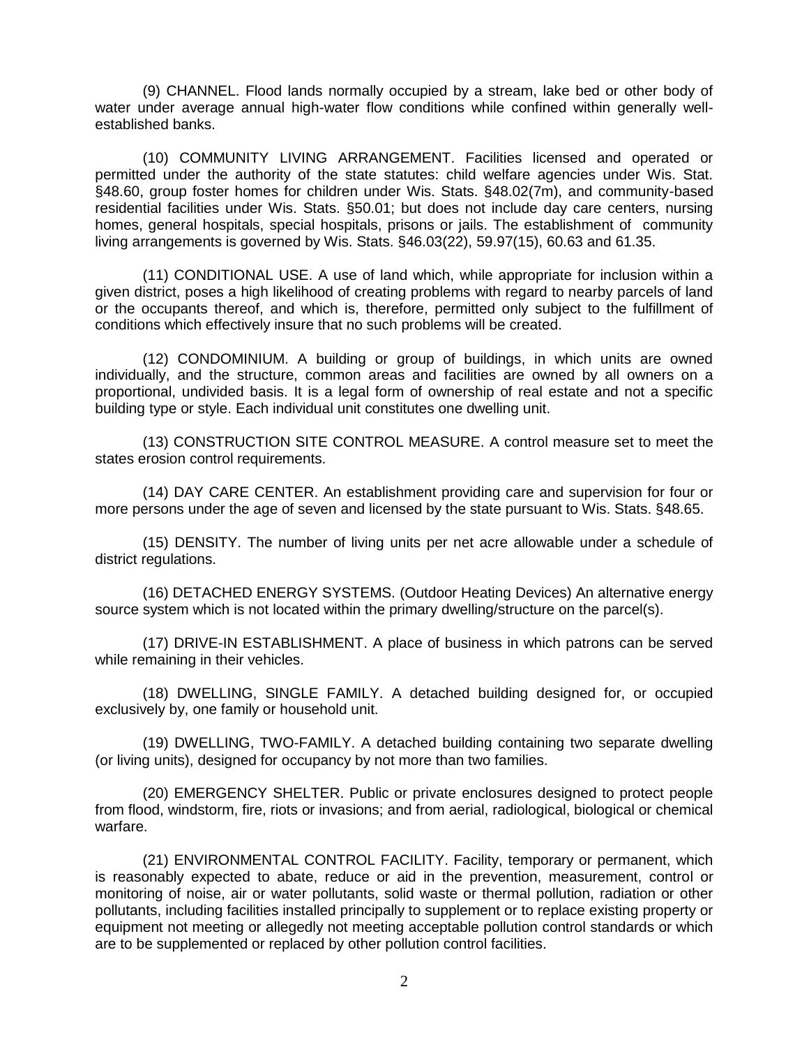(9) CHANNEL. Flood lands normally occupied by a stream, lake bed or other body of water under average annual high-water flow conditions while confined within generally well-established banks.

(10) COMMUNITY LIVING ARRANGEMENT. Facilities licensed and operated or permitted under the authority of the state statutes: child welfare agencies under Wis. Stat. §48.60, group foster homes for children under Wis. Stats. §48.02(7m), and community-based residential facilities under Wis. Stats. §50.01; but does not include day care centers, nursing homes, general hospitals, special hospitals, prisons or jails. The establishment of community living arrangements is governed by Wis. Stats. §46.03(22), 59.97(15), 60.63 and 61.35.

(11) CONDITIONAL USE. A use of land which, while appropriate for inclusion within a given district, poses a high likelihood of creating problems with regard to nearby parcels of land or the occupants thereof, and which is, therefore, permitted only subject to the fulfillment of conditions which effectively insure that no such problems will be created.

(12) CONDOMINIUM. A building or group of buildings, in which units are owned individually, and the structure, common areas and facilities are owned by all owners on a proportional, undivided basis. It is a legal form of ownership of real estate and not a specific building type or style. Each individual unit constitutes one dwelling unit.

(13) CONSTRUCTION SITE CONTROL MEASURE. A control measure set to meet the states erosion control requirements.

(14) DAY CARE CENTER. An establishment providing care and supervision for four or more persons under the age of seven and licensed by the state pursuant to Wis. Stats. §48.65.

(15) DENSITY. The number of living units per net acre allowable under a schedule of district regulations.

(16) DETACHED ENERGY SYSTEMS. (Outdoor Heating Devices) An alternative energy source system which is not located within the primary dwelling/structure on the parcel(s).

(17) DRIVE-IN ESTABLISHMENT. A place of business in which patrons can be served while remaining in their vehicles.

(18) DWELLING, SINGLE FAMILY. A detached building designed for, or occupied exclusively by, one family or household unit.

(19) DWELLING, TWO-FAMILY. A detached building containing two separate dwelling (or living units), designed for occupancy by not more than two families.

(20) EMERGENCY SHELTER. Public or private enclosures designed to protect people from flood, windstorm, fire, riots or invasions; and from aerial, radiological, biological or chemical warfare.

(21) ENVIRONMENTAL CONTROL FACILITY. Facility, temporary or permanent, which is reasonably expected to abate, reduce or aid in the prevention, measurement, control or monitoring of noise, air or water pollutants, solid waste or thermal pollution, radiation or other pollutants, including facilities installed principally to supplement or to replace existing property or equipment not meeting or allegedly not meeting acceptable pollution control standards or which are to be supplemented or replaced by other pollution control facilities.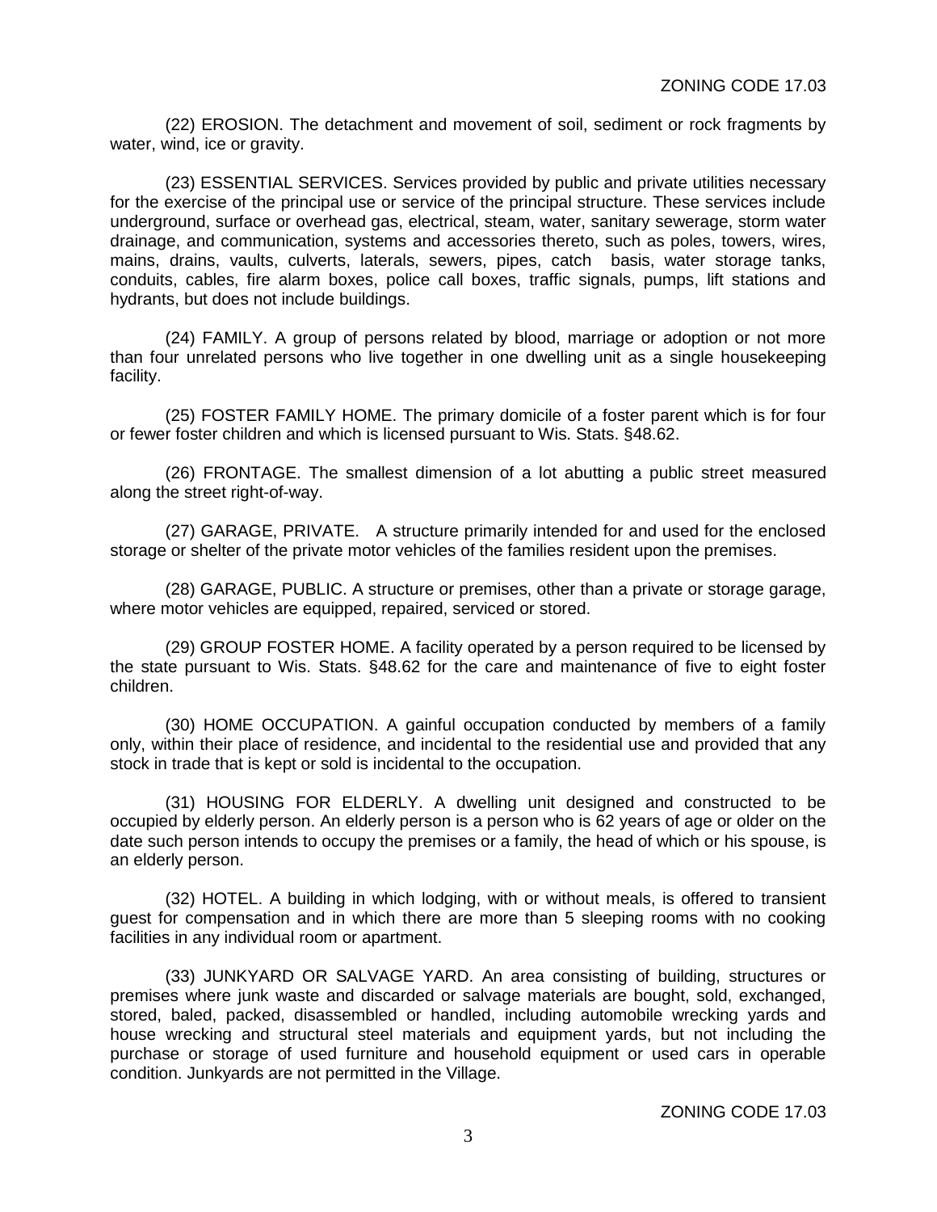(22) EROSION. The detachment and movement of soil, sediment or rock fragments by water, wind, ice or gravity.

(23) ESSENTIAL SERVICES. Services provided by public and private utilities necessary for the exercise of the principal use or service of the principal structure. These services include underground, surface or overhead gas, electrical, steam, water, sanitary sewerage, storm water drainage, and communication, systems and accessories thereto, such as poles, towers, wires, mains, drains, vaults, culverts, laterals, sewers, pipes, catch basis, water storage tanks, conduits, cables, fire alarm boxes, police call boxes, traffic signals, pumps, lift stations and hydrants, but does not include buildings.

(24) FAMILY. A group of persons related by blood, marriage or adoption or not more than four unrelated persons who live together in one dwelling unit as a single housekeeping facility.

(25) FOSTER FAMILY HOME. The primary domicile of a foster parent which is for four or fewer foster children and which is licensed pursuant to Wis. Stats. §48.62.

(26) FRONTAGE. The smallest dimension of a lot abutting a public street measured along the street right-of-way.

(27) GARAGE, PRIVATE. A structure primarily intended for and used for the enclosed storage or shelter of the private motor vehicles of the families resident upon the premises.

(28) GARAGE, PUBLIC. A structure or premises, other than a private or storage garage, where motor vehicles are equipped, repaired, serviced or stored.

(29) GROUP FOSTER HOME. A facility operated by a person required to be licensed by the state pursuant to Wis. Stats. §48.62 for the care and maintenance of five to eight foster children.

(30) HOME OCCUPATION. A gainful occupation conducted by members of a family only, within their place of residence, and incidental to the residential use and provided that any stock in trade that is kept or sold is incidental to the occupation.

(31) HOUSING FOR ELDERLY. A dwelling unit designed and constructed to be occupied by elderly person. An elderly person is a person who is 62 years of age or older on the date such person intends to occupy the premises or a family, the head of which or his spouse, is an elderly person.

(32) HOTEL. A building in which lodging, with or without meals, is offered to transient guest for compensation and in which there are more than 5 sleeping rooms with no cooking facilities in any individual room or apartment.

(33) JUNKYARD OR SALVAGE YARD. An area consisting of building, structures or premises where junk waste and discarded or salvage materials are bought, sold, exchanged, stored, baled, packed, disassembled or handled, including automobile wrecking yards and house wrecking and structural steel materials and equipment yards, but not including the purchase or storage of used furniture and household equipment or used cars in operable condition. Junkyards are not permitted in the Village.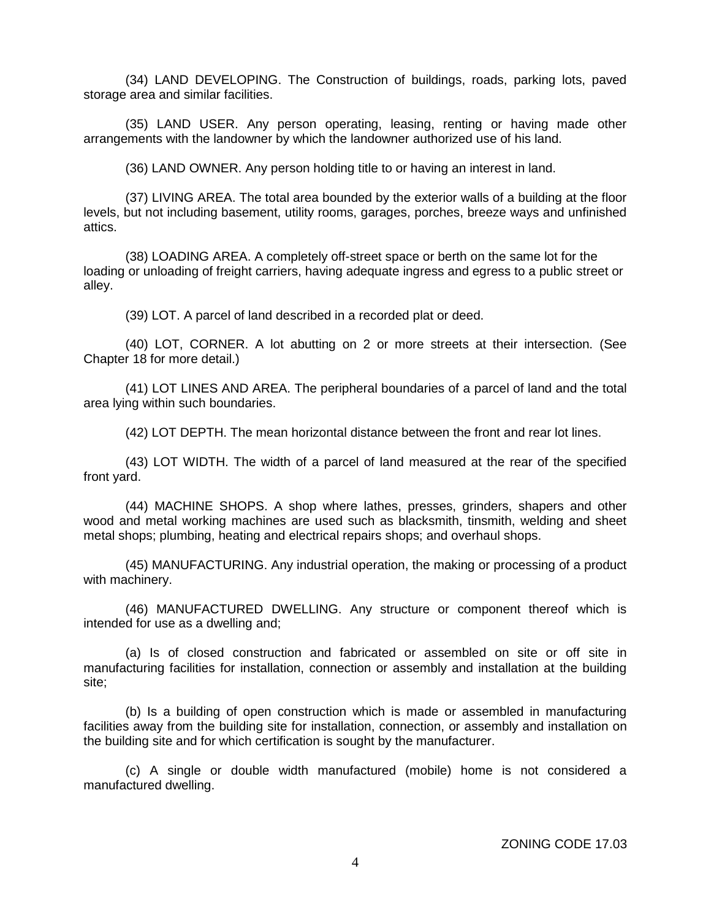(34) LAND DEVELOPING. The Construction of buildings, roads, parking lots, paved storage area and similar facilities.

(35) LAND USER. Any person operating, leasing, renting or having made other arrangements with the landowner by which the landowner authorized use of his land.

(36) LAND OWNER. Any person holding title to or having an interest in land.

(37) LIVING AREA. The total area bounded by the exterior walls of a building at the floor levels, but not including basement, utility rooms, garages, porches, breeze ways and unfinished attics.

(38) LOADING AREA. A completely off-street space or berth on the same lot for the loading or unloading of freight carriers, having adequate ingress and egress to a public street or alley.

(39) LOT. A parcel of land described in a recorded plat or deed.

(40) LOT, CORNER. A lot abutting on 2 or more streets at their intersection. (See Chapter 18 for more detail.)

(41) LOT LINES AND AREA. The peripheral boundaries of a parcel of land and the total area lying within such boundaries.

(42) LOT DEPTH. The mean horizontal distance between the front and rear lot lines.

(43) LOT WIDTH. The width of a parcel of land measured at the rear of the specified front yard.

(44) MACHINE SHOPS. A shop where lathes, presses, grinders, shapers and other wood and metal working machines are used such as blacksmith, tinsmith, welding and sheet metal shops; plumbing, heating and electrical repairs shops; and overhaul shops.

(45) MANUFACTURING. Any industrial operation, the making or processing of a product with machinery.

(46) MANUFACTURED DWELLING. Any structure or component thereof which is intended for use as a dwelling and;

(a) Is of closed construction and fabricated or assembled on site or off site in manufacturing facilities for installation, connection or assembly and installation at the building site;

(b) Is a building of open construction which is made or assembled in manufacturing facilities away from the building site for installation, connection, or assembly and installation on the building site and for which certification is sought by the manufacturer.

(c) A single or double width manufactured (mobile) home is not considered a manufactured dwelling.

ZONING CODE 17.03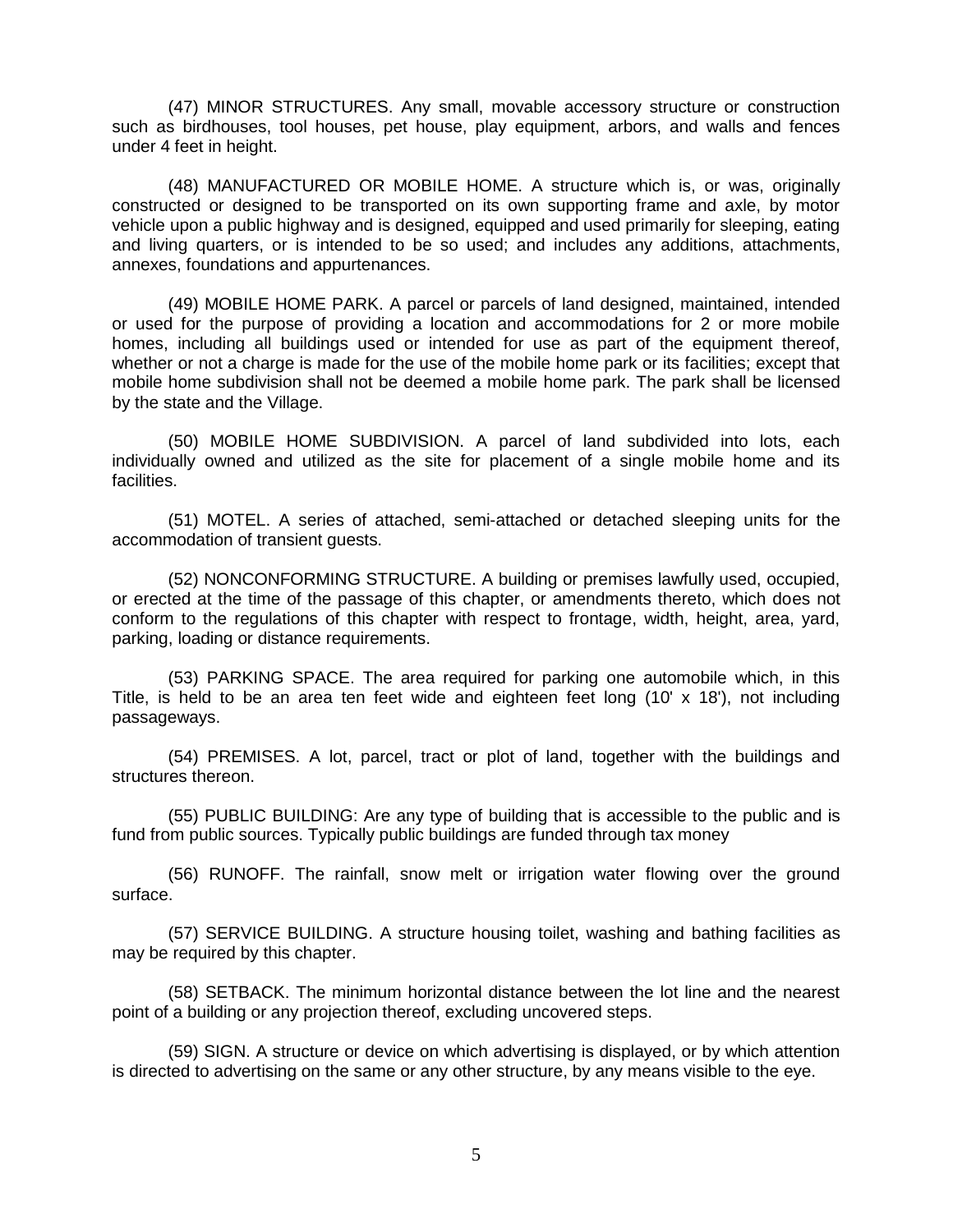(47) MINOR STRUCTURES. Any small, movable accessory structure or construction such as birdhouses, tool houses, pet house, play equipment, arbors, and walls and fences under 4 feet in height.

(48) MANUFACTURED OR MOBILE HOME. A structure which is, or was, originally constructed or designed to be transported on its own supporting frame and axle, by motor vehicle upon a public highway and is designed, equipped and used primarily for sleeping, eating and living quarters, or is intended to be so used; and includes any additions, attachments, annexes, foundations and appurtenances.

(49) MOBILE HOME PARK. A parcel or parcels of land designed, maintained, intended or used for the purpose of providing a location and accommodations for 2 or more mobile homes, including all buildings used or intended for use as part of the equipment thereof, whether or not a charge is made for the use of the mobile home park or its facilities; except that mobile home subdivision shall not be deemed a mobile home park. The park shall be licensed by the state and the Village.

(50) MOBILE HOME SUBDIVISION. A parcel of land subdivided into lots, each individually owned and utilized as the site for placement of a single mobile home and its facilities.

(51) MOTEL. A series of attached, semi-attached or detached sleeping units for the accommodation of transient guests.

(52) NONCONFORMING STRUCTURE. A building or premises lawfully used, occupied, or erected at the time of the passage of this chapter, or amendments thereto, which does not conform to the regulations of this chapter with respect to frontage, width, height, area, yard, parking, loading or distance requirements.

(53) PARKING SPACE. The area required for parking one automobile which, in this Title, is held to be an area ten feet wide and eighteen feet long (10' x 18'), not including passageways.

(54) PREMISES. A lot, parcel, tract or plot of land, together with the buildings and structures thereon.

(55) PUBLIC BUILDING: Are any type of building that is accessible to the public and is fund from public sources. Typically public buildings are funded through tax money

(56) RUNOFF. The rainfall, snow melt or irrigation water flowing over the ground surface.

(57) SERVICE BUILDING. A structure housing toilet, washing and bathing facilities as may be required by this chapter.

(58) SETBACK. The minimum horizontal distance between the lot line and the nearest point of a building or any projection thereof, excluding uncovered steps.

(59) SIGN. A structure or device on which advertising is displayed, or by which attention is directed to advertising on the same or any other structure, by any means visible to the eye.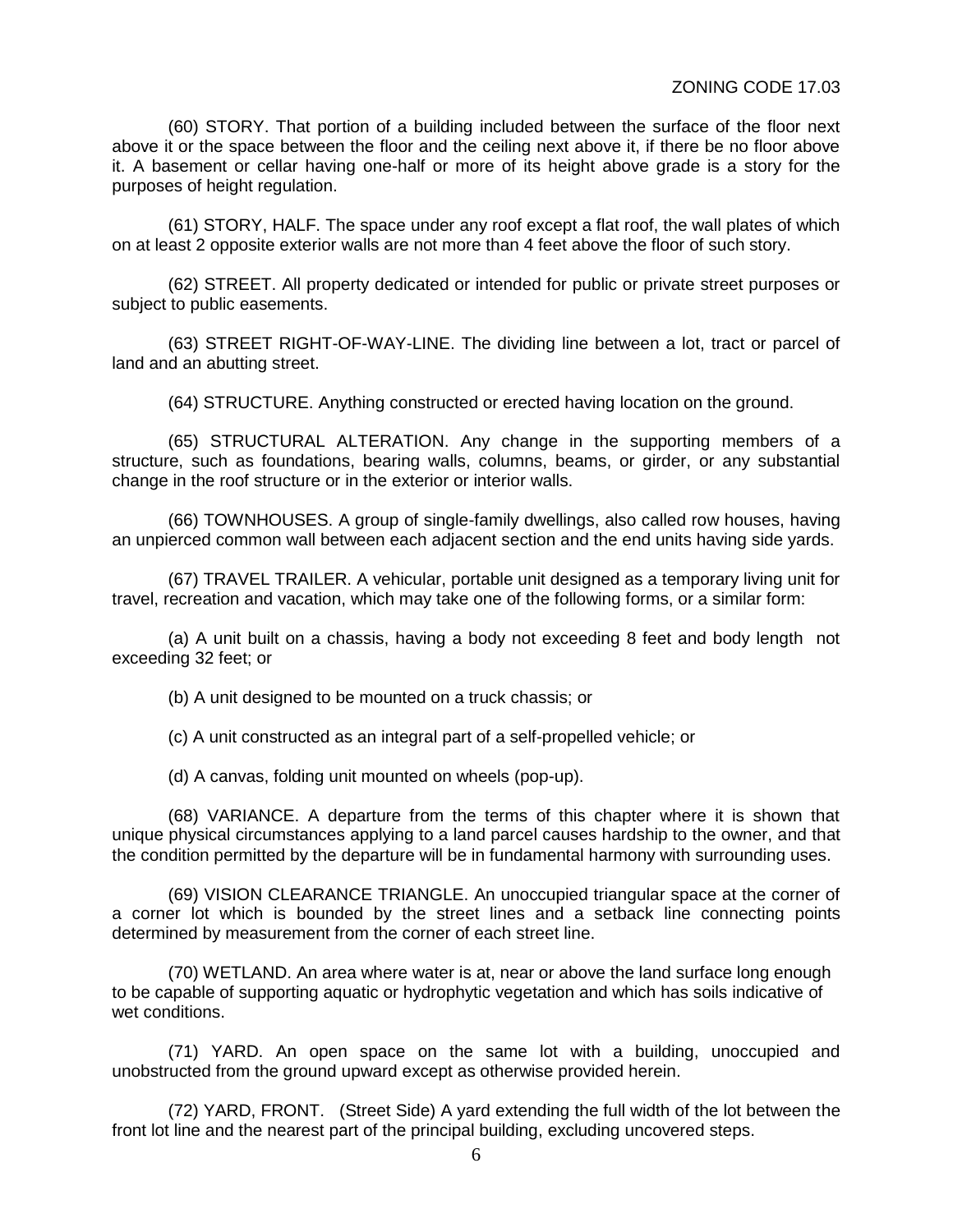(60) STORY. That portion of a building included between the surface of the floor next above it or the space between the floor and the ceiling next above it, if there be no floor above it. A basement or cellar having one-half or more of its height above grade is a story for the purposes of height regulation.

(61) STORY, HALF. The space under any roof except a flat roof, the wall plates of which on at least 2 opposite exterior walls are not more than 4 feet above the floor of such story.

(62) STREET. All property dedicated or intended for public or private street purposes or subject to public easements.

(63) STREET RIGHT-OF-WAY-LINE. The dividing line between a lot, tract or parcel of land and an abutting street.

(64) STRUCTURE. Anything constructed or erected having location on the ground.

(65) STRUCTURAL ALTERATION. Any change in the supporting members of a structure, such as foundations, bearing walls, columns, beams, or girder, or any substantial change in the roof structure or in the exterior or interior walls.

(66) TOWNHOUSES. A group of single-family dwellings, also called row houses, having an unpierced common wall between each adjacent section and the end units having side yards.

(67) TRAVEL TRAILER. A vehicular, portable unit designed as a temporary living unit for travel, recreation and vacation, which may take one of the following forms, or a similar form:

(a) A unit built on a chassis, having a body not exceeding 8 feet and body length not exceeding 32 feet; or

(b) A unit designed to be mounted on a truck chassis; or

(c) A unit constructed as an integral part of a self-propelled vehicle; or

(d) A canvas, folding unit mounted on wheels (pop-up).

(68) VARIANCE. A departure from the terms of this chapter where it is shown that unique physical circumstances applying to a land parcel causes hardship to the owner, and that the condition permitted by the departure will be in fundamental harmony with surrounding uses.

(69) VISION CLEARANCE TRIANGLE. An unoccupied triangular space at the corner of a corner lot which is bounded by the street lines and a setback line connecting points determined by measurement from the corner of each street line.

(70) WETLAND. An area where water is at, near or above the land surface long enough to be capable of supporting aquatic or hydrophytic vegetation and which has soils indicative of wet conditions.

(71) YARD. An open space on the same lot with a building, unoccupied and unobstructed from the ground upward except as otherwise provided herein.

(72) YARD, FRONT. (Street Side) A yard extending the full width of the lot between the front lot line and the nearest part of the principal building, excluding uncovered steps.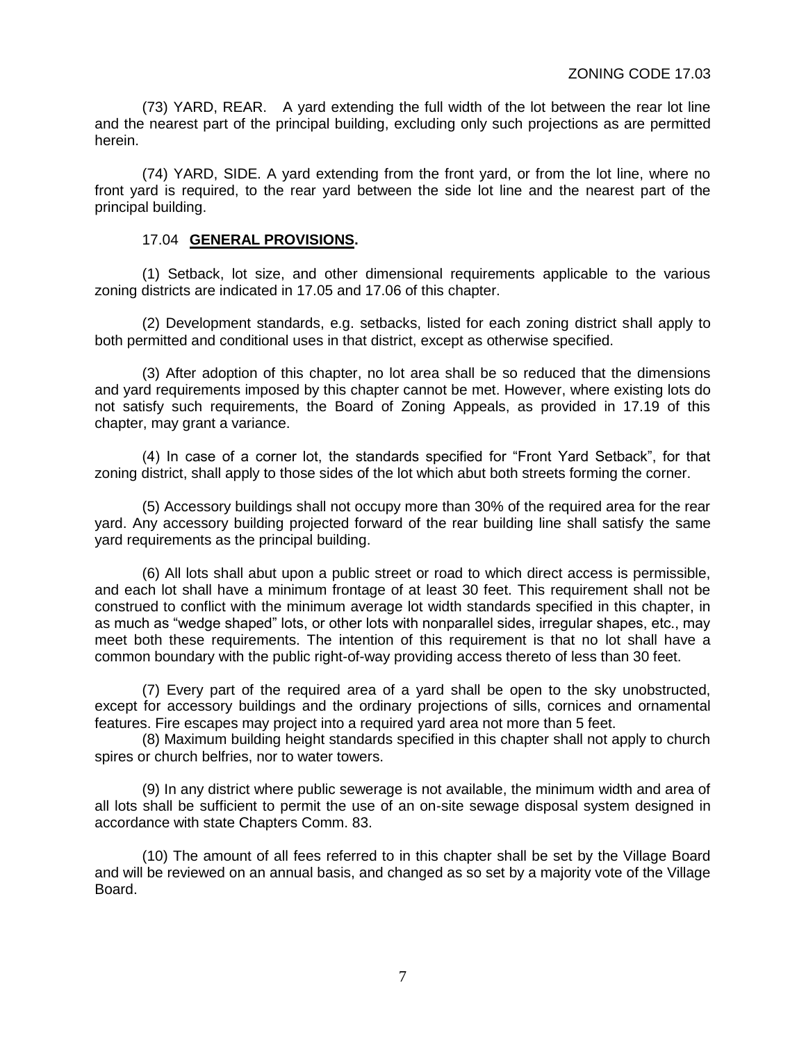(73) YARD, REAR. A yard extending the full width of the lot between the rear lot line and the nearest part of the principal building, excluding only such projections as are permitted herein.

(74) YARD, SIDE. A yard extending from the front yard, or from the lot line, where no front yard is required, to the rear yard between the side lot line and the nearest part of the principal building.

## 17.04 **GENERAL PROVISIONS.**

(1) Setback, lot size, and other dimensional requirements applicable to the various zoning districts are indicated in 17.05 and 17.06 of this chapter.

(2) Development standards, e.g. setbacks, listed for each zoning district shall apply to both permitted and conditional uses in that district, except as otherwise specified.

(3) After adoption of this chapter, no lot area shall be so reduced that the dimensions and yard requirements imposed by this chapter cannot be met. However, where existing lots do not satisfy such requirements, the Board of Zoning Appeals, as provided in 17.19 of this chapter, may grant a variance.

(4) In case of a corner lot, the standards specified for "Front Yard Setback", for that zoning district, shall apply to those sides of the lot which abut both streets forming the corner.

(5) Accessory buildings shall not occupy more than 30% of the required area for the rear yard. Any accessory building projected forward of the rear building line shall satisfy the same yard requirements as the principal building.

(6) All lots shall abut upon a public street or road to which direct access is permissible, and each lot shall have a minimum frontage of at least 30 feet. This requirement shall not be construed to conflict with the minimum average lot width standards specified in this chapter, in as much as "wedge shaped" lots, or other lots with nonparallel sides, irregular shapes, etc., may meet both these requirements. The intention of this requirement is that no lot shall have a common boundary with the public right-of-way providing access thereto of less than 30 feet.

(7) Every part of the required area of a yard shall be open to the sky unobstructed, except for accessory buildings and the ordinary projections of sills, cornices and ornamental features. Fire escapes may project into a required yard area not more than 5 feet.

(8) Maximum building height standards specified in this chapter shall not apply to church spires or church belfries, nor to water towers.

(9) In any district where public sewerage is not available, the minimum width and area of all lots shall be sufficient to permit the use of an on-site sewage disposal system designed in accordance with state Chapters Comm. 83.

(10) The amount of all fees referred to in this chapter shall be set by the Village Board and will be reviewed on an annual basis, and changed as so set by a majority vote of the Village Board.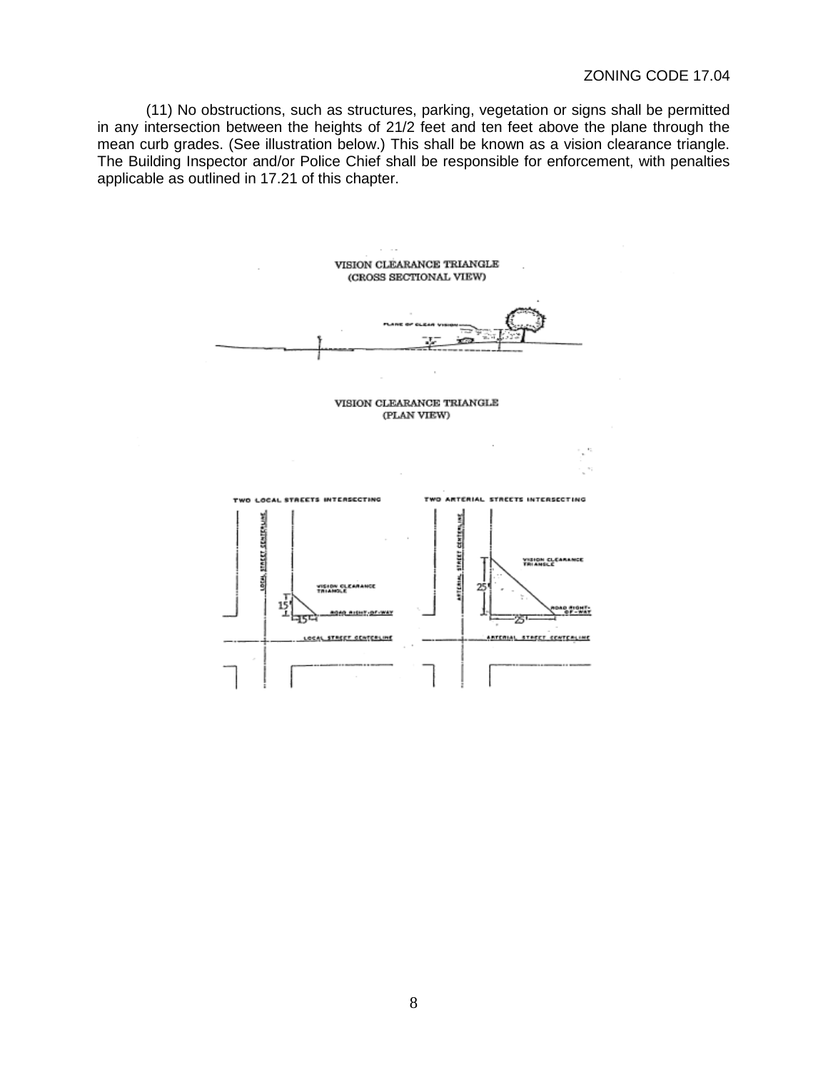(11) No obstructions, such as structures, parking, vegetation or signs shall be permitted in any intersection between the heights of 21/2 feet and ten feet above the plane through the mean curb grades. (See illustration below.) This shall be known as a vision clearance triangle. The Building Inspector and/or Police Chief shall be responsible for enforcement, with penalties applicable as outlined in 17.21 of this chapter.

VISION CLEARANCE TRIANGLE
(CROSS SECTIONAL VIEW)

PLANE OF CLEAR VISION

VISION CLEARANCE TRIANGLE
(PLAN VIEW)

TWO LOCAL STREETS INTERSECTING

LOCAL STREET CENTERLINE

VISION CLEARANCE TRIANGLE

15'

15'

ROAD RIGHT-OF-WAY

LOCAL STREET CENTERLINE

TWO ARTERIAL STREETS INTERSECTING

ARTERIAL STREET CENTERLINE

VISION CLEARANCE TRIANGLE

25'

25'

ROAD RIGHT-OF-WAY

ARTERIAL STREET CENTERLINE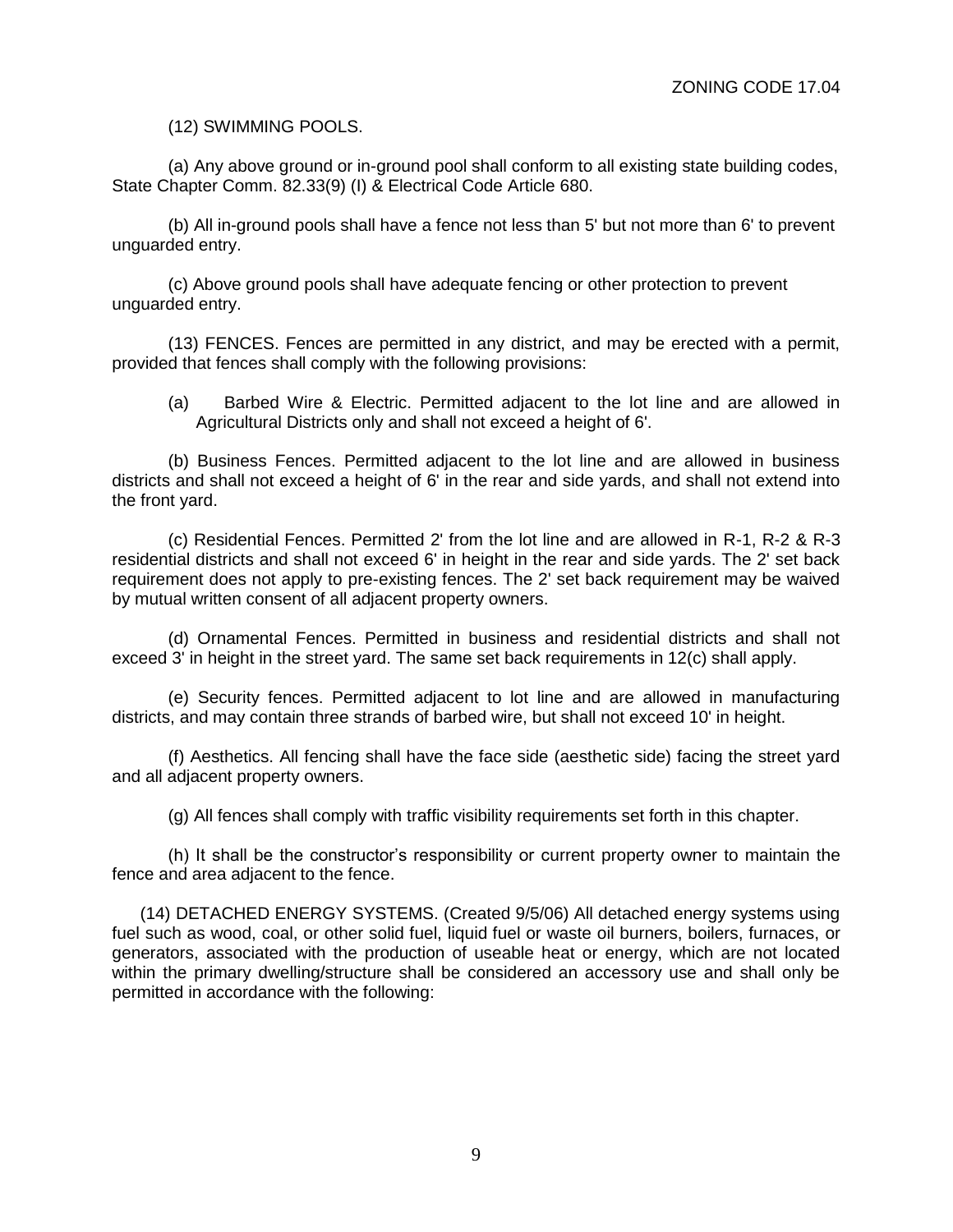(12) SWIMMING POOLS.

(a) Any above ground or in-ground pool shall conform to all existing state building codes, State Chapter Comm. 82.33(9) (I) & Electrical Code Article 680.

(b) All in-ground pools shall have a fence not less than 5' but not more than 6' to prevent unguarded entry.

(c) Above ground pools shall have adequate fencing or other protection to prevent unguarded entry.

(13) FENCES. Fences are permitted in any district, and may be erected with a permit, provided that fences shall comply with the following provisions:

(a) Barbed Wire & Electric. Permitted adjacent to the lot line and are allowed in Agricultural Districts only and shall not exceed a height of 6'.

(b) Business Fences. Permitted adjacent to the lot line and are allowed in business districts and shall not exceed a height of 6' in the rear and side yards, and shall not extend into the front yard.

(c) Residential Fences. Permitted 2' from the lot line and are allowed in R-1, R-2 & R-3 residential districts and shall not exceed 6' in height in the rear and side yards. The 2' set back requirement does not apply to pre-existing fences. The 2' set back requirement may be waived by mutual written consent of all adjacent property owners.

(d) Ornamental Fences. Permitted in business and residential districts and shall not exceed 3' in height in the street yard. The same set back requirements in 12(c) shall apply.

(e) Security fences. Permitted adjacent to lot line and are allowed in manufacturing districts, and may contain three strands of barbed wire, but shall not exceed 10' in height.

(f) Aesthetics. All fencing shall have the face side (aesthetic side) facing the street yard and all adjacent property owners.

(g) All fences shall comply with traffic visibility requirements set forth in this chapter.

(h) It shall be the constructor's responsibility or current property owner to maintain the fence and area adjacent to the fence.

(14) DETACHED ENERGY SYSTEMS. (Created 9/5/06) All detached energy systems using fuel such as wood, coal, or other solid fuel, liquid fuel or waste oil burners, boilers, furnaces, or generators, associated with the production of useable heat or energy, which are not located within the primary dwelling/structure shall be considered an accessory use and shall only be permitted in accordance with the following: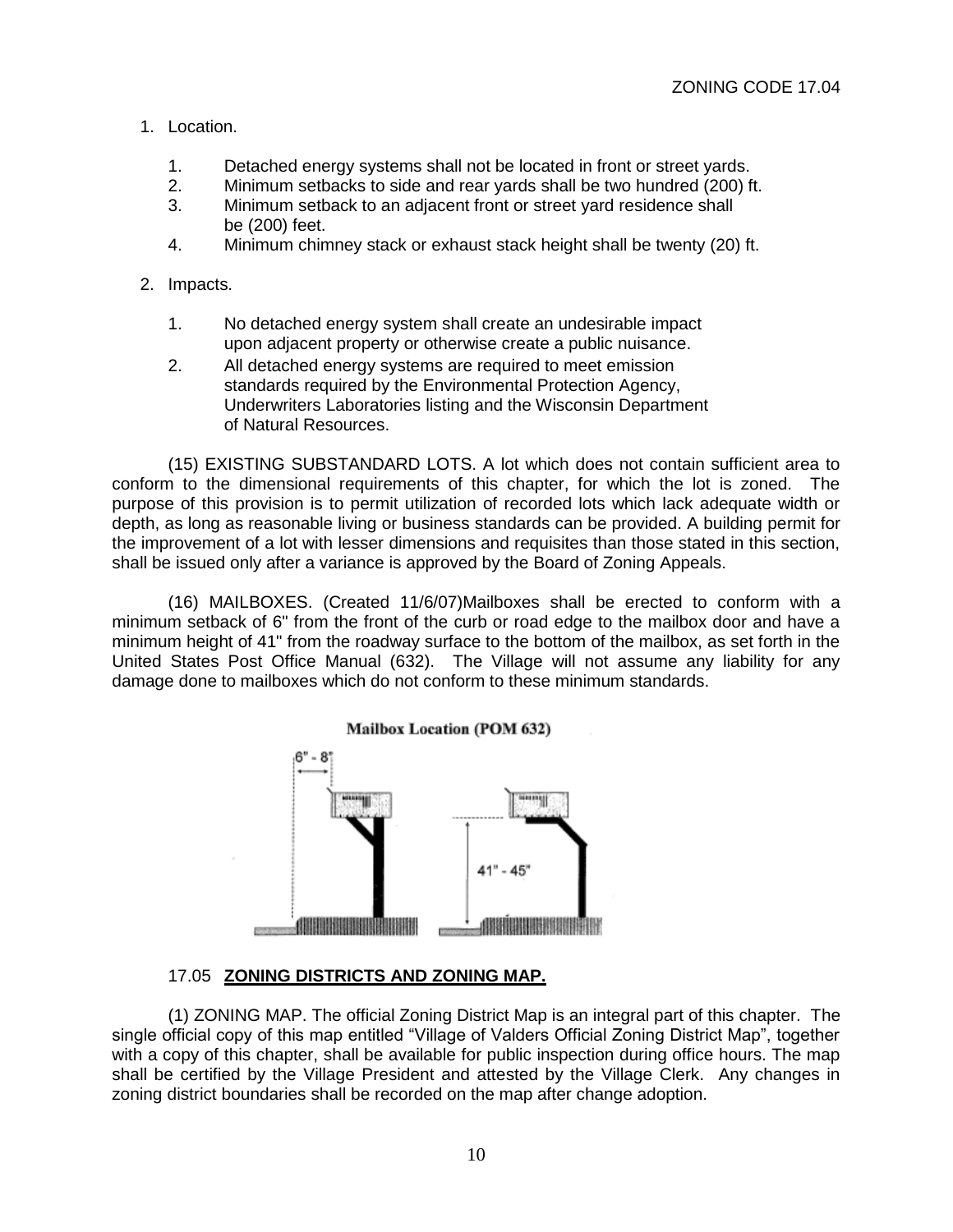1. Location.

   1. Detached energy systems shall not be located in front or street yards.
   2. Minimum setbacks to side and rear yards shall be two hundred (200) ft.
   3. Minimum setback to an adjacent front or street yard residence shall be (200) feet.
   4. Minimum chimney stack or exhaust stack height shall be twenty (20) ft.

2. Impacts.

   1. No detached energy system shall create an undesirable impact upon adjacent property or otherwise create a public nuisance.
   2. All detached energy systems are required to meet emission standards required by the Environmental Protection Agency, Underwriters Laboratories listing and the Wisconsin Department of Natural Resources.

(15) EXISTING SUBSTANDARD LOTS. A lot which does not contain sufficient area to conform to the dimensional requirements of this chapter, for which the lot is zoned. The purpose of this provision is to permit utilization of recorded lots which lack adequate width or depth, as long as reasonable living or business standards can be provided. A building permit for the improvement of a lot with lesser dimensions and requisites than those stated in this section, shall be issued only after a variance is approved by the Board of Zoning Appeals.

(16) MAILBOXES. (Created 11/6/07)Mailboxes shall be erected to conform with a minimum setback of 6" from the front of the curb or road edge to the mailbox door and have a minimum height of 41" from the roadway surface to the bottom of the mailbox, as set forth in the United States Post Office Manual (632). The Village will not assume any liability for any damage done to mailboxes which do not conform to these minimum standards.

**Mailbox Location (POM 632)**

6" - 8"

41" - 45"

## 17.05 **ZONING DISTRICTS AND ZONING MAP.**

(1) ZONING MAP. The official Zoning District Map is an integral part of this chapter. The single official copy of this map entitled "Village of Valders Official Zoning District Map", together with a copy of this chapter, shall be available for public inspection during office hours. The map shall be certified by the Village President and attested by the Village Clerk. Any changes in zoning district boundaries shall be recorded on the map after change adoption.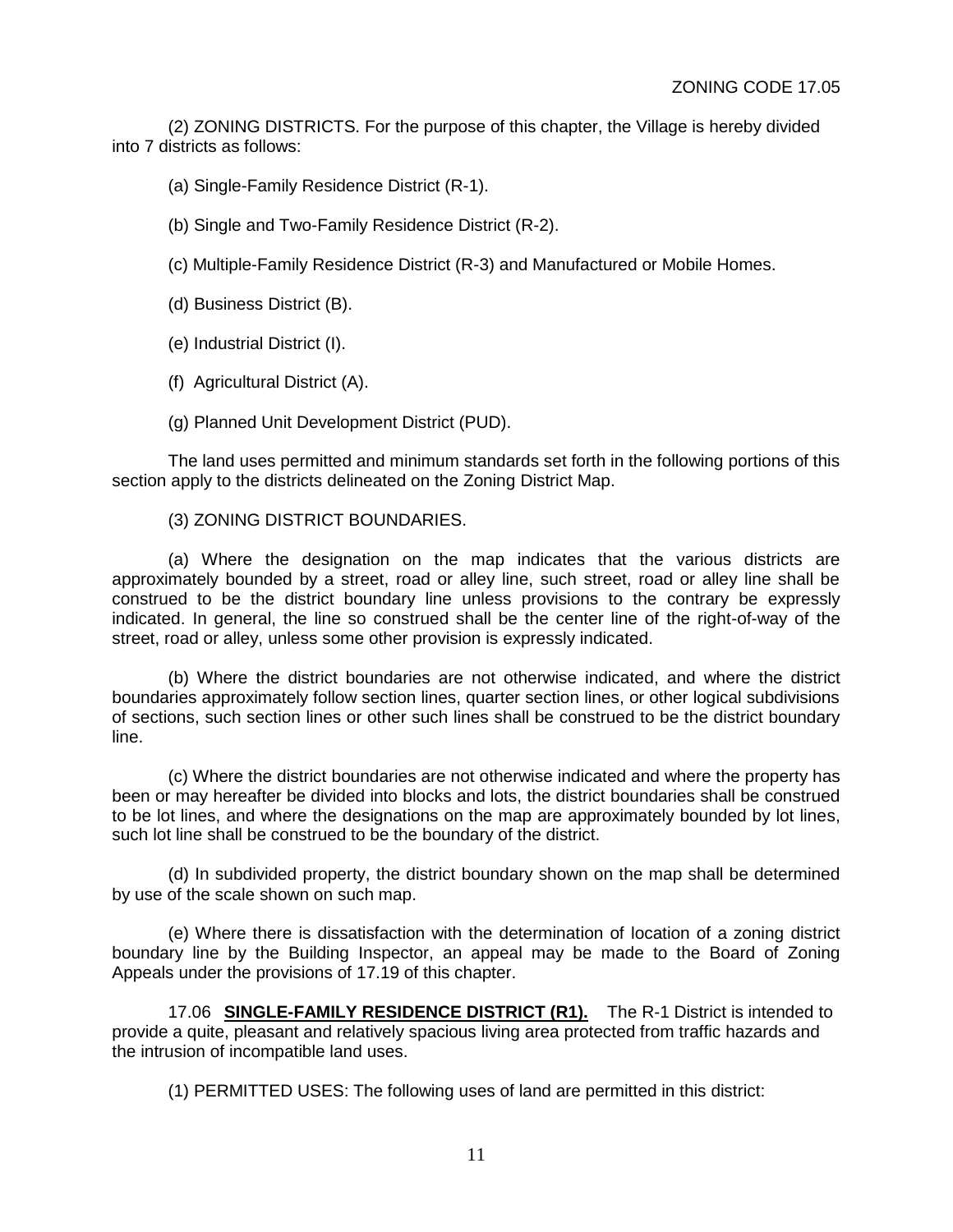(2) ZONING DISTRICTS. For the purpose of this chapter, the Village is hereby divided into 7 districts as follows:

(a) Single-Family Residence District (R-1).

(b) Single and Two-Family Residence District (R-2).

(c) Multiple-Family Residence District (R-3) and Manufactured or Mobile Homes.

(d) Business District (B).

(e) Industrial District (I).

(f) Agricultural District (A).

(g) Planned Unit Development District (PUD).

The land uses permitted and minimum standards set forth in the following portions of this section apply to the districts delineated on the Zoning District Map.

(3) ZONING DISTRICT BOUNDARIES.

(a) Where the designation on the map indicates that the various districts are approximately bounded by a street, road or alley line, such street, road or alley line shall be construed to be the district boundary line unless provisions to the contrary be expressly indicated. In general, the line so construed shall be the center line of the right-of-way of the street, road or alley, unless some other provision is expressly indicated.

(b) Where the district boundaries are not otherwise indicated, and where the district boundaries approximately follow section lines, quarter section lines, or other logical subdivisions of sections, such section lines or other such lines shall be construed to be the district boundary line.

(c) Where the district boundaries are not otherwise indicated and where the property has been or may hereafter be divided into blocks and lots, the district boundaries shall be construed to be lot lines, and where the designations on the map are approximately bounded by lot lines, such lot line shall be construed to be the boundary of the district.

(d) In subdivided property, the district boundary shown on the map shall be determined by use of the scale shown on such map.

(e) Where there is dissatisfaction with the determination of location of a zoning district boundary line by the Building Inspector, an appeal may be made to the Board of Zoning Appeals under the provisions of 17.19 of this chapter.

17.06 **SINGLE-FAMILY RESIDENCE DISTRICT (R1).** The R-1 District is intended to provide a quite, pleasant and relatively spacious living area protected from traffic hazards and the intrusion of incompatible land uses.

(1) PERMITTED USES: The following uses of land are permitted in this district: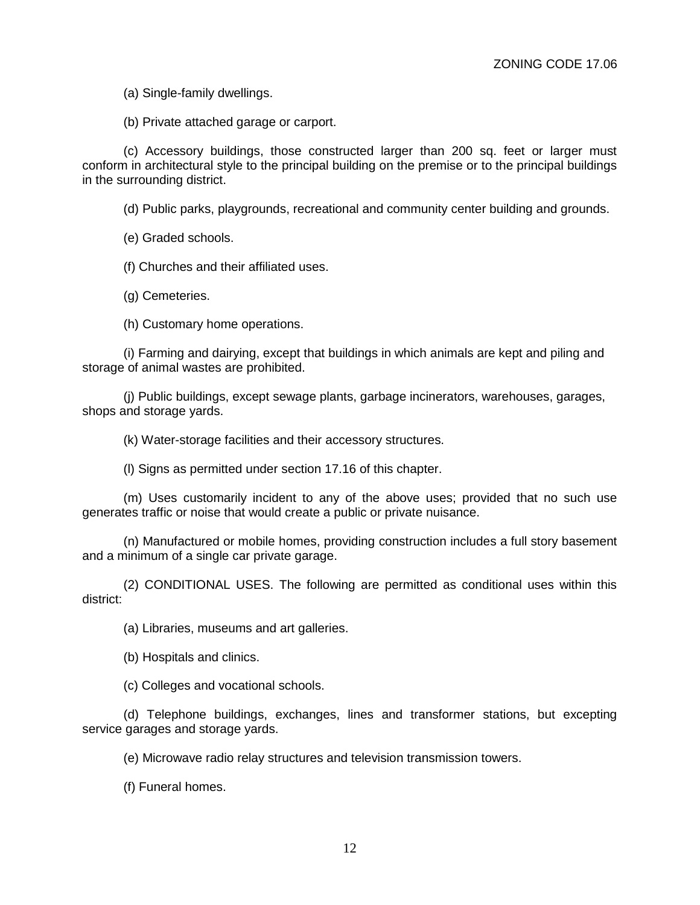(a) Single-family dwellings.

(b) Private attached garage or carport.

(c) Accessory buildings, those constructed larger than 200 sq. feet or larger must conform in architectural style to the principal building on the premise or to the principal buildings in the surrounding district.

(d) Public parks, playgrounds, recreational and community center building and grounds.

(e) Graded schools.

(f) Churches and their affiliated uses.

(g) Cemeteries.

(h) Customary home operations.

(i) Farming and dairying, except that buildings in which animals are kept and piling and storage of animal wastes are prohibited.

(j) Public buildings, except sewage plants, garbage incinerators, warehouses, garages, shops and storage yards.

(k) Water-storage facilities and their accessory structures.

(l) Signs as permitted under section 17.16 of this chapter.

(m) Uses customarily incident to any of the above uses; provided that no such use generates traffic or noise that would create a public or private nuisance.

(n) Manufactured or mobile homes, providing construction includes a full story basement and a minimum of a single car private garage.

(2) CONDITIONAL USES. The following are permitted as conditional uses within this district:

(a) Libraries, museums and art galleries.

(b) Hospitals and clinics.

(c) Colleges and vocational schools.

(d) Telephone buildings, exchanges, lines and transformer stations, but excepting service garages and storage yards.

(e) Microwave radio relay structures and television transmission towers.

(f) Funeral homes.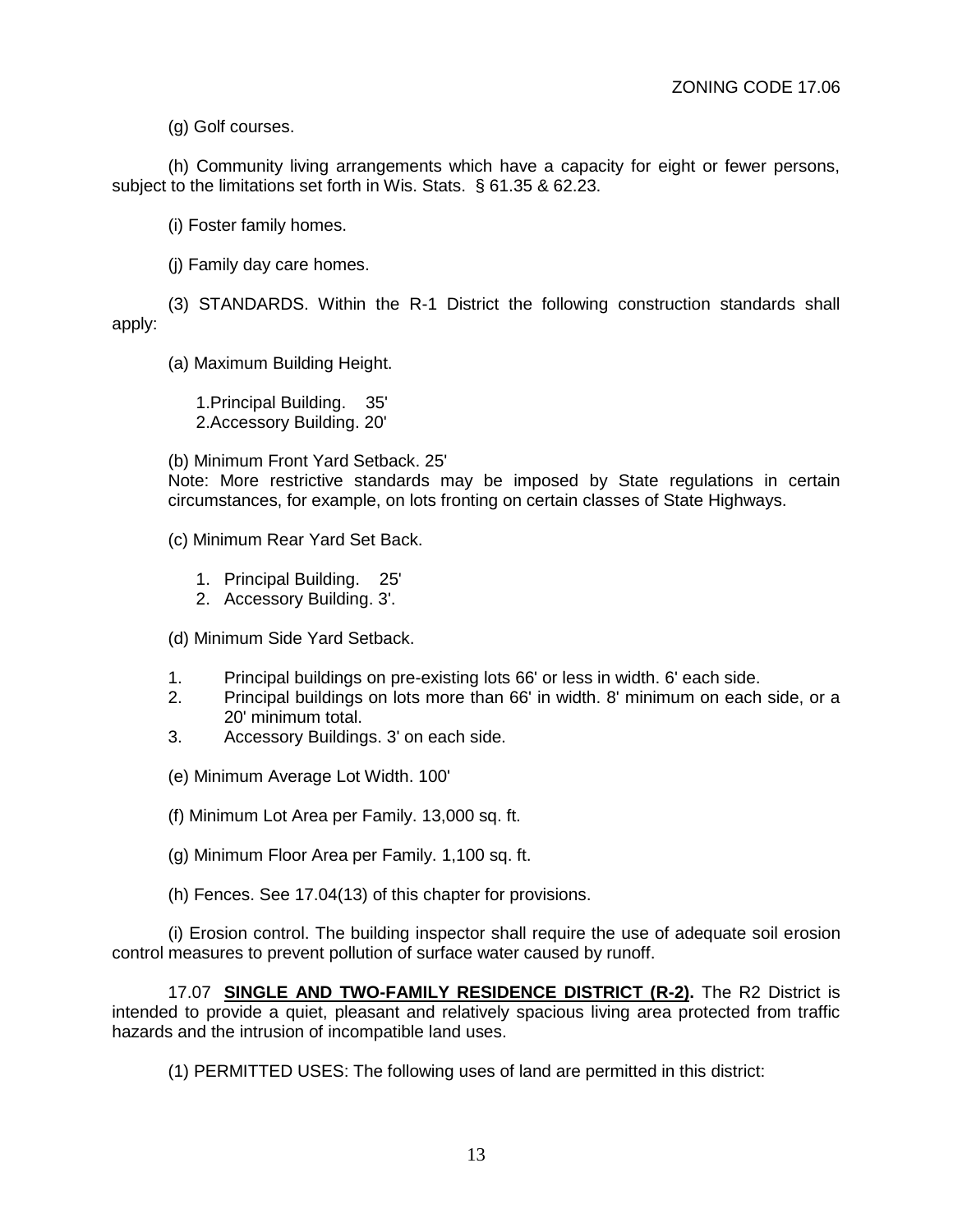(g) Golf courses.

(h) Community living arrangements which have a capacity for eight or fewer persons, subject to the limitations set forth in Wis. Stats. § 61.35 & 62.23.

(i) Foster family homes.

(j) Family day care homes.

(3) STANDARDS. Within the R-1 District the following construction standards shall apply:

(a) Maximum Building Height.

1. Principal Building. 35'
2. Accessory Building. 20'

(b) Minimum Front Yard Setback. 25'
Note: More restrictive standards may be imposed by State regulations in certain circumstances, for example, on lots fronting on certain classes of State Highways.

(c) Minimum Rear Yard Set Back.

1. Principal Building. 25'
2. Accessory Building. 3'.

(d) Minimum Side Yard Setback.

1. Principal buildings on pre-existing lots 66' or less in width. 6' each side.
2. Principal buildings on lots more than 66' in width. 8' minimum on each side, or a 20' minimum total.
3. Accessory Buildings. 3' on each side.

(e) Minimum Average Lot Width. 100'

(f) Minimum Lot Area per Family. 13,000 sq. ft.

(g) Minimum Floor Area per Family. 1,100 sq. ft.

(h) Fences. See 17.04(13) of this chapter for provisions.

(i) Erosion control. The building inspector shall require the use of adequate soil erosion control measures to prevent pollution of surface water caused by runoff.

17.07 **SINGLE AND TWO-FAMILY RESIDENCE DISTRICT (R-2).** The R2 District is intended to provide a quiet, pleasant and relatively spacious living area protected from traffic hazards and the intrusion of incompatible land uses.

(1) PERMITTED USES: The following uses of land are permitted in this district: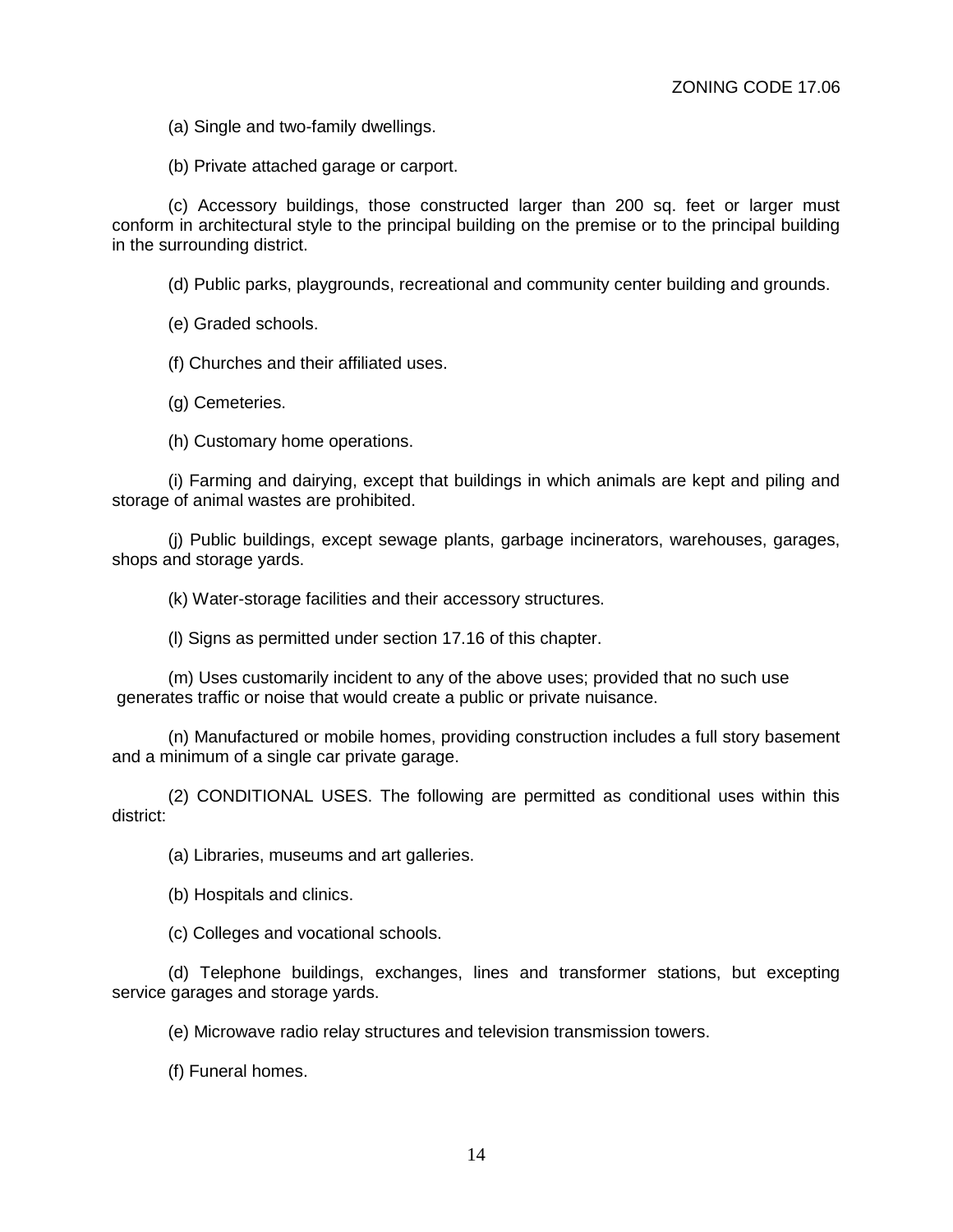(a) Single and two-family dwellings.

(b) Private attached garage or carport.

(c) Accessory buildings, those constructed larger than 200 sq. feet or larger must conform in architectural style to the principal building on the premise or to the principal building in the surrounding district.

(d) Public parks, playgrounds, recreational and community center building and grounds.

(e) Graded schools.

(f) Churches and their affiliated uses.

(g) Cemeteries.

(h) Customary home operations.

(i) Farming and dairying, except that buildings in which animals are kept and piling and storage of animal wastes are prohibited.

(j) Public buildings, except sewage plants, garbage incinerators, warehouses, garages, shops and storage yards.

(k) Water-storage facilities and their accessory structures.

(l) Signs as permitted under section 17.16 of this chapter.

(m) Uses customarily incident to any of the above uses; provided that no such use generates traffic or noise that would create a public or private nuisance.

(n) Manufactured or mobile homes, providing construction includes a full story basement and a minimum of a single car private garage.

(2) CONDITIONAL USES. The following are permitted as conditional uses within this district:

(a) Libraries, museums and art galleries.

(b) Hospitals and clinics.

(c) Colleges and vocational schools.

(d) Telephone buildings, exchanges, lines and transformer stations, but excepting service garages and storage yards.

(e) Microwave radio relay structures and television transmission towers.

(f) Funeral homes.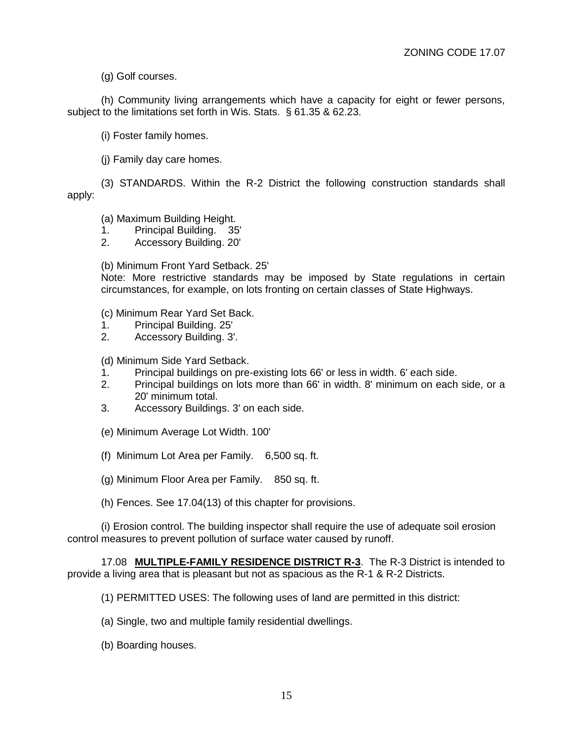(g) Golf courses.

(h) Community living arrangements which have a capacity for eight or fewer persons, subject to the limitations set forth in Wis. Stats. § 61.35 & 62.23.

(i) Foster family homes.

(j) Family day care homes.

(3) STANDARDS. Within the R-2 District the following construction standards shall apply:

(a) Maximum Building Height.
1. Principal Building. 35'
2. Accessory Building. 20'

(b) Minimum Front Yard Setback. 25'
Note: More restrictive standards may be imposed by State regulations in certain circumstances, for example, on lots fronting on certain classes of State Highways.

(c) Minimum Rear Yard Set Back.
1. Principal Building. 25'
2. Accessory Building. 3'.

(d) Minimum Side Yard Setback.
1. Principal buildings on pre-existing lots 66' or less in width. 6' each side.
2. Principal buildings on lots more than 66' in width. 8' minimum on each side, or a 20' minimum total.
3. Accessory Buildings. 3' on each side.

(e) Minimum Average Lot Width. 100'

(f) Minimum Lot Area per Family. 6,500 sq. ft.

(g) Minimum Floor Area per Family. 850 sq. ft.

(h) Fences. See 17.04(13) of this chapter for provisions.

(i) Erosion control. The building inspector shall require the use of adequate soil erosion control measures to prevent pollution of surface water caused by runoff.

17.08 **MULTIPLE-FAMILY RESIDENCE DISTRICT R-3**. The R-3 District is intended to provide a living area that is pleasant but not as spacious as the R-1 & R-2 Districts.

(1) PERMITTED USES: The following uses of land are permitted in this district:

(a) Single, two and multiple family residential dwellings.

(b) Boarding houses.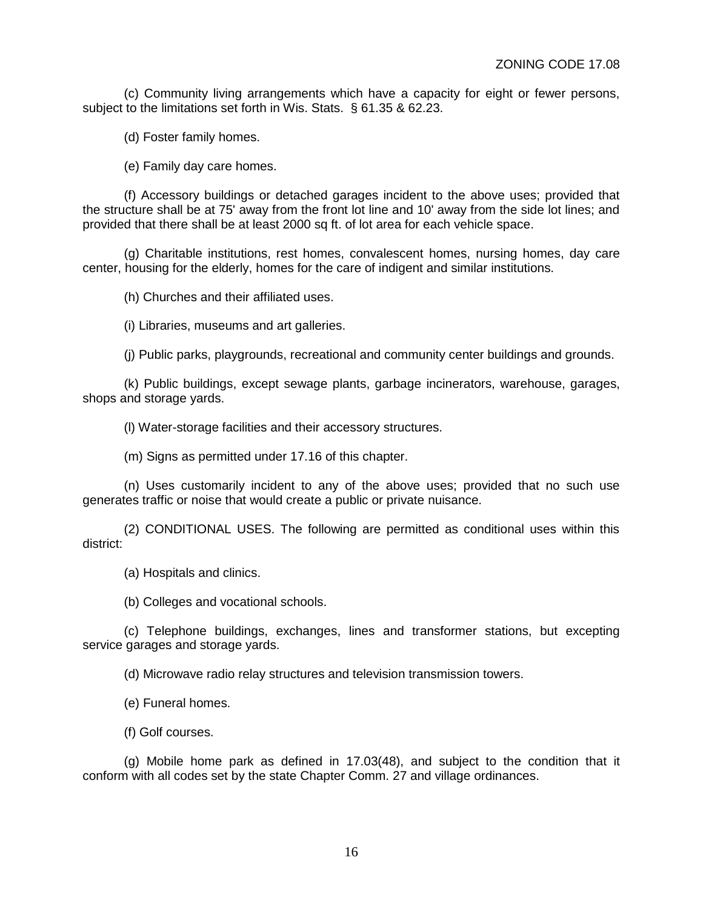(c) Community living arrangements which have a capacity for eight or fewer persons, subject to the limitations set forth in Wis. Stats. § 61.35 & 62.23.

(d) Foster family homes.

(e) Family day care homes.

(f) Accessory buildings or detached garages incident to the above uses; provided that the structure shall be at 75' away from the front lot line and 10' away from the side lot lines; and provided that there shall be at least 2000 sq ft. of lot area for each vehicle space.

(g) Charitable institutions, rest homes, convalescent homes, nursing homes, day care center, housing for the elderly, homes for the care of indigent and similar institutions.

(h) Churches and their affiliated uses.

(i) Libraries, museums and art galleries.

(j) Public parks, playgrounds, recreational and community center buildings and grounds.

(k) Public buildings, except sewage plants, garbage incinerators, warehouse, garages, shops and storage yards.

(l) Water-storage facilities and their accessory structures.

(m) Signs as permitted under 17.16 of this chapter.

(n) Uses customarily incident to any of the above uses; provided that no such use generates traffic or noise that would create a public or private nuisance.

(2) CONDITIONAL USES. The following are permitted as conditional uses within this district:

(a) Hospitals and clinics.

(b) Colleges and vocational schools.

(c) Telephone buildings, exchanges, lines and transformer stations, but excepting service garages and storage yards.

(d) Microwave radio relay structures and television transmission towers.

(e) Funeral homes.

(f) Golf courses.

(g) Mobile home park as defined in 17.03(48), and subject to the condition that it conform with all codes set by the state Chapter Comm. 27 and village ordinances.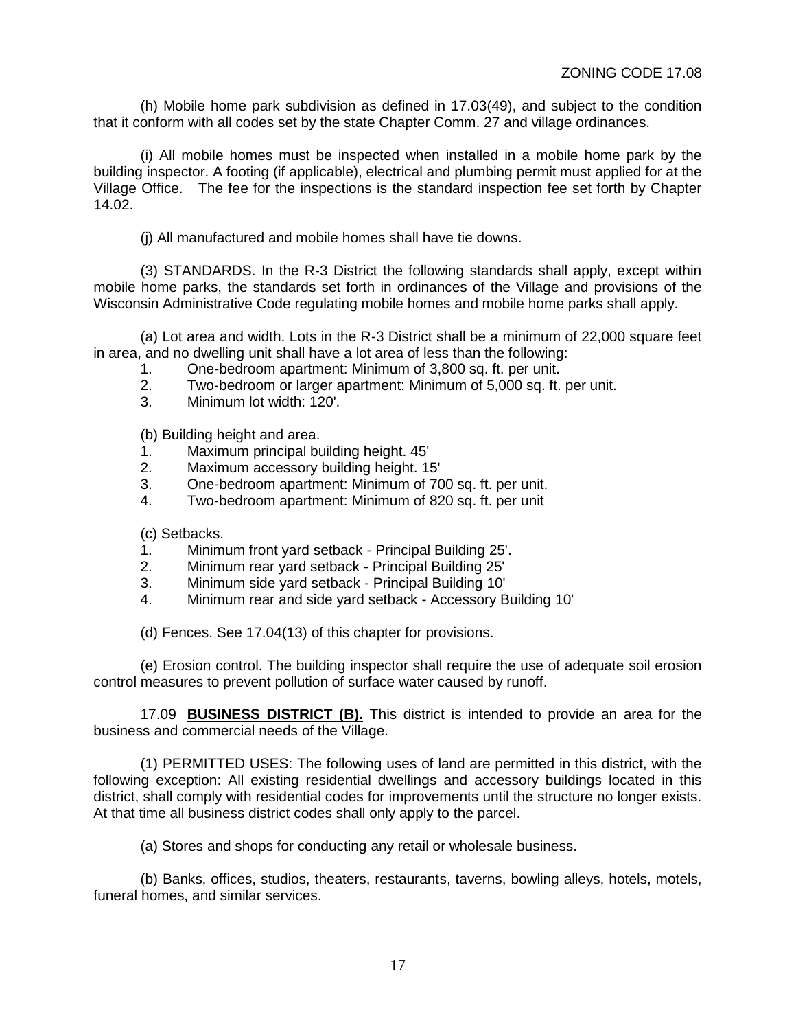(h) Mobile home park subdivision as defined in 17.03(49), and subject to the condition that it conform with all codes set by the state Chapter Comm. 27 and village ordinances.

(i) All mobile homes must be inspected when installed in a mobile home park by the building inspector. A footing (if applicable), electrical and plumbing permit must applied for at the Village Office. The fee for the inspections is the standard inspection fee set forth by Chapter 14.02.

(j) All manufactured and mobile homes shall have tie downs.

(3) STANDARDS. In the R-3 District the following standards shall apply, except within mobile home parks, the standards set forth in ordinances of the Village and provisions of the Wisconsin Administrative Code regulating mobile homes and mobile home parks shall apply.

(a) Lot area and width. Lots in the R-3 District shall be a minimum of 22,000 square feet in area, and no dwelling unit shall have a lot area of less than the following:

1. One-bedroom apartment: Minimum of 3,800 sq. ft. per unit.
2. Two-bedroom or larger apartment: Minimum of 5,000 sq. ft. per unit.
3. Minimum lot width: 120'.

(b) Building height and area.

1. Maximum principal building height. 45'
2. Maximum accessory building height. 15'
3. One-bedroom apartment: Minimum of 700 sq. ft. per unit.
4. Two-bedroom apartment: Minimum of 820 sq. ft. per unit

(c) Setbacks.

1. Minimum front yard setback - Principal Building 25'.
2. Minimum rear yard setback - Principal Building 25'
3. Minimum side yard setback - Principal Building 10'
4. Minimum rear and side yard setback - Accessory Building 10'

(d) Fences. See 17.04(13) of this chapter for provisions.

(e) Erosion control. The building inspector shall require the use of adequate soil erosion control measures to prevent pollution of surface water caused by runoff.

17.09 **BUSINESS DISTRICT (B).** This district is intended to provide an area for the business and commercial needs of the Village.

(1) PERMITTED USES: The following uses of land are permitted in this district, with the following exception: All existing residential dwellings and accessory buildings located in this district, shall comply with residential codes for improvements until the structure no longer exists. At that time all business district codes shall only apply to the parcel.

(a) Stores and shops for conducting any retail or wholesale business.

(b) Banks, offices, studios, theaters, restaurants, taverns, bowling alleys, hotels, motels, funeral homes, and similar services.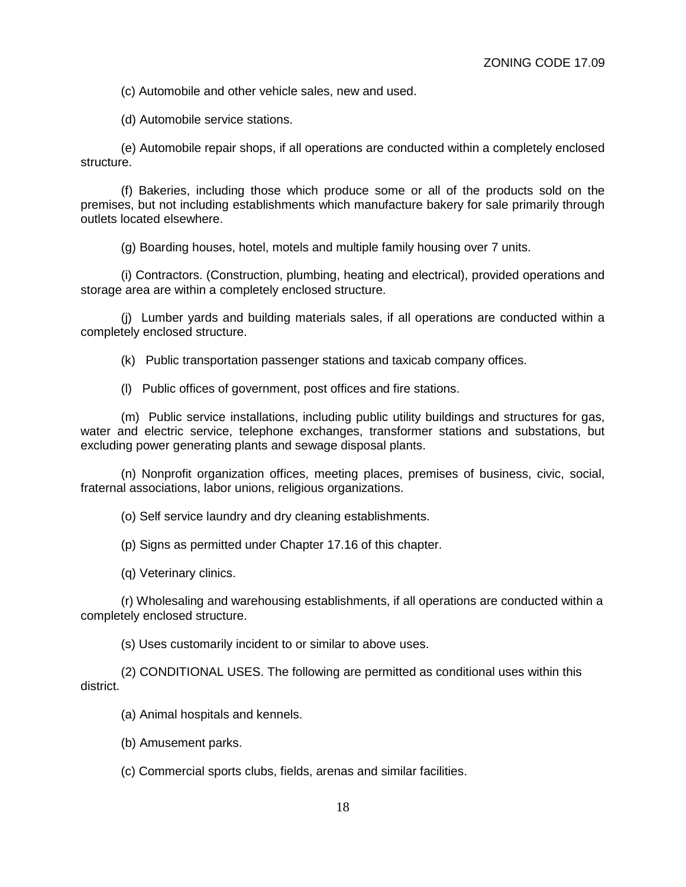(c) Automobile and other vehicle sales, new and used.

(d) Automobile service stations.

(e) Automobile repair shops, if all operations are conducted within a completely enclosed structure.

(f) Bakeries, including those which produce some or all of the products sold on the premises, but not including establishments which manufacture bakery for sale primarily through outlets located elsewhere.

(g) Boarding houses, hotel, motels and multiple family housing over 7 units.

(i) Contractors. (Construction, plumbing, heating and electrical), provided operations and storage area are within a completely enclosed structure.

(j) Lumber yards and building materials sales, if all operations are conducted within a completely enclosed structure.

(k) Public transportation passenger stations and taxicab company offices.

(l) Public offices of government, post offices and fire stations.

(m) Public service installations, including public utility buildings and structures for gas, water and electric service, telephone exchanges, transformer stations and substations, but excluding power generating plants and sewage disposal plants.

(n) Nonprofit organization offices, meeting places, premises of business, civic, social, fraternal associations, labor unions, religious organizations.

(o) Self service laundry and dry cleaning establishments.

(p) Signs as permitted under Chapter 17.16 of this chapter.

(q) Veterinary clinics.

(r) Wholesaling and warehousing establishments, if all operations are conducted within a completely enclosed structure.

(s) Uses customarily incident to or similar to above uses.

(2) CONDITIONAL USES. The following are permitted as conditional uses within this district.

(a) Animal hospitals and kennels.

(b) Amusement parks.

(c) Commercial sports clubs, fields, arenas and similar facilities.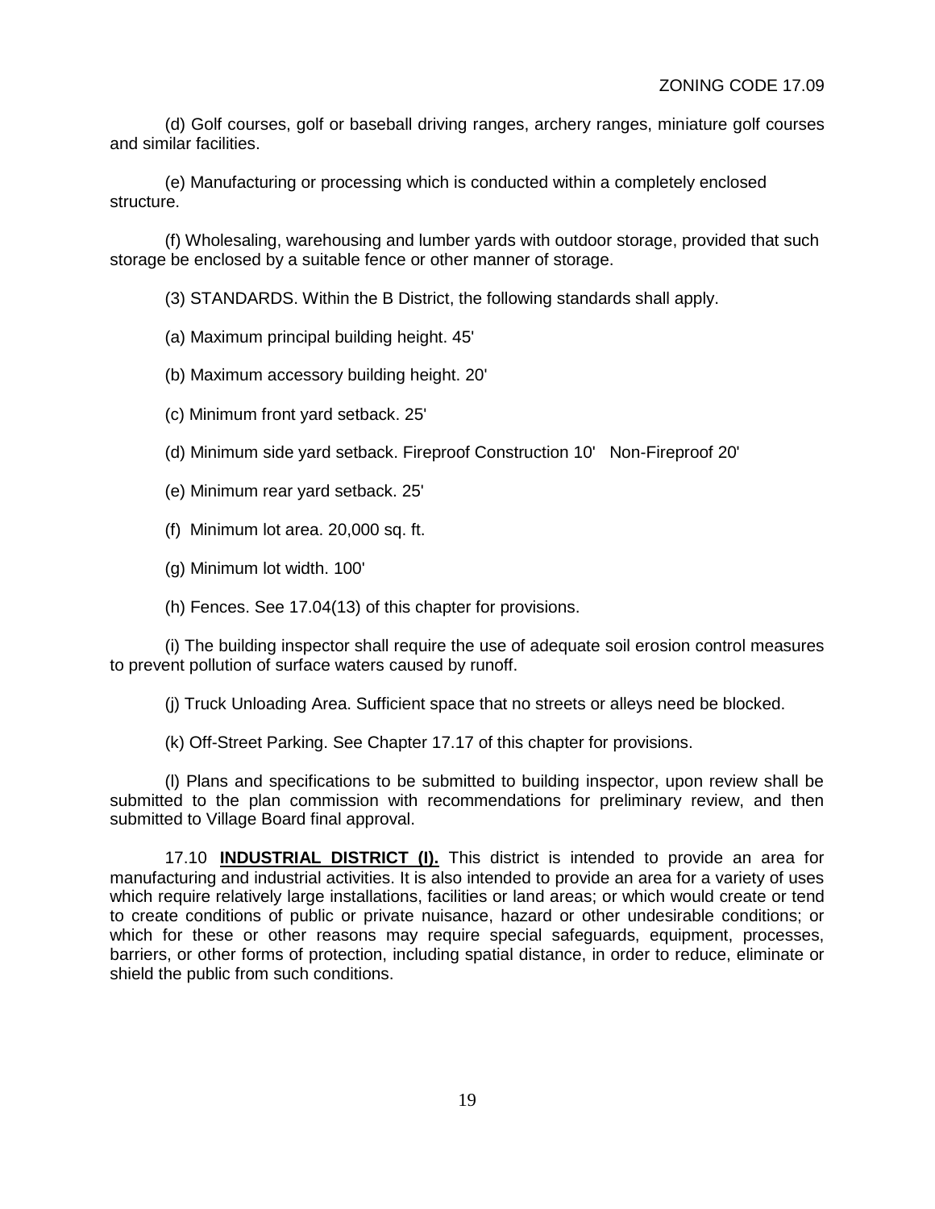(d) Golf courses, golf or baseball driving ranges, archery ranges, miniature golf courses and similar facilities.

(e) Manufacturing or processing which is conducted within a completely enclosed structure.

(f) Wholesaling, warehousing and lumber yards with outdoor storage, provided that such storage be enclosed by a suitable fence or other manner of storage.

(3) STANDARDS. Within the B District, the following standards shall apply.

(a) Maximum principal building height. 45'

(b) Maximum accessory building height. 20'

(c) Minimum front yard setback. 25'

(d) Minimum side yard setback. Fireproof Construction 10' Non-Fireproof 20'

(e) Minimum rear yard setback. 25'

(f) Minimum lot area. 20,000 sq. ft.

(g) Minimum lot width. 100'

(h) Fences. See 17.04(13) of this chapter for provisions.

(i) The building inspector shall require the use of adequate soil erosion control measures to prevent pollution of surface waters caused by runoff.

(j) Truck Unloading Area. Sufficient space that no streets or alleys need be blocked.

(k) Off-Street Parking. See Chapter 17.17 of this chapter for provisions.

(l) Plans and specifications to be submitted to building inspector, upon review shall be submitted to the plan commission with recommendations for preliminary review, and then submitted to Village Board final approval.

17.10 **INDUSTRIAL DISTRICT (I).** This district is intended to provide an area for manufacturing and industrial activities. It is also intended to provide an area for a variety of uses which require relatively large installations, facilities or land areas; or which would create or tend to create conditions of public or private nuisance, hazard or other undesirable conditions; or which for these or other reasons may require special safeguards, equipment, processes, barriers, or other forms of protection, including spatial distance, in order to reduce, eliminate or shield the public from such conditions.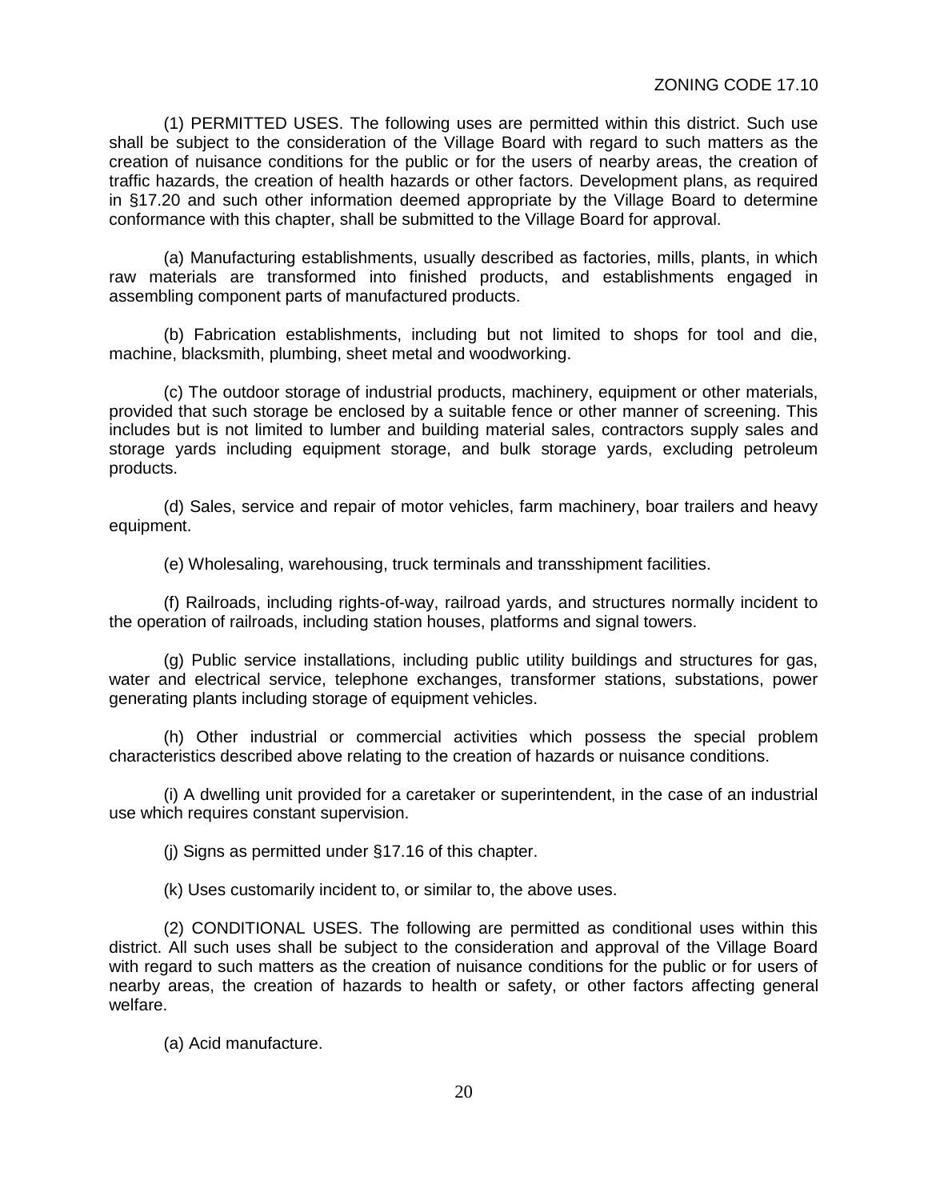(1) PERMITTED USES. The following uses are permitted within this district. Such use shall be subject to the consideration of the Village Board with regard to such matters as the creation of nuisance conditions for the public or for the users of nearby areas, the creation of traffic hazards, the creation of health hazards or other factors. Development plans, as required in §17.20 and such other information deemed appropriate by the Village Board to determine conformance with this chapter, shall be submitted to the Village Board for approval.

(a) Manufacturing establishments, usually described as factories, mills, plants, in which raw materials are transformed into finished products, and establishments engaged in assembling component parts of manufactured products.

(b) Fabrication establishments, including but not limited to shops for tool and die, machine, blacksmith, plumbing, sheet metal and woodworking.

(c) The outdoor storage of industrial products, machinery, equipment or other materials, provided that such storage be enclosed by a suitable fence or other manner of screening. This includes but is not limited to lumber and building material sales, contractors supply sales and storage yards including equipment storage, and bulk storage yards, excluding petroleum products.

(d) Sales, service and repair of motor vehicles, farm machinery, boar trailers and heavy equipment.

(e) Wholesaling, warehousing, truck terminals and transshipment facilities.

(f) Railroads, including rights-of-way, railroad yards, and structures normally incident to the operation of railroads, including station houses, platforms and signal towers.

(g) Public service installations, including public utility buildings and structures for gas, water and electrical service, telephone exchanges, transformer stations, substations, power generating plants including storage of equipment vehicles.

(h) Other industrial or commercial activities which possess the special problem characteristics described above relating to the creation of hazards or nuisance conditions.

(i) A dwelling unit provided for a caretaker or superintendent, in the case of an industrial use which requires constant supervision.

(j) Signs as permitted under §17.16 of this chapter.

(k) Uses customarily incident to, or similar to, the above uses.

(2) CONDITIONAL USES. The following are permitted as conditional uses within this district. All such uses shall be subject to the consideration and approval of the Village Board with regard to such matters as the creation of nuisance conditions for the public or for users of nearby areas, the creation of hazards to health or safety, or other factors affecting general welfare.

(a) Acid manufacture.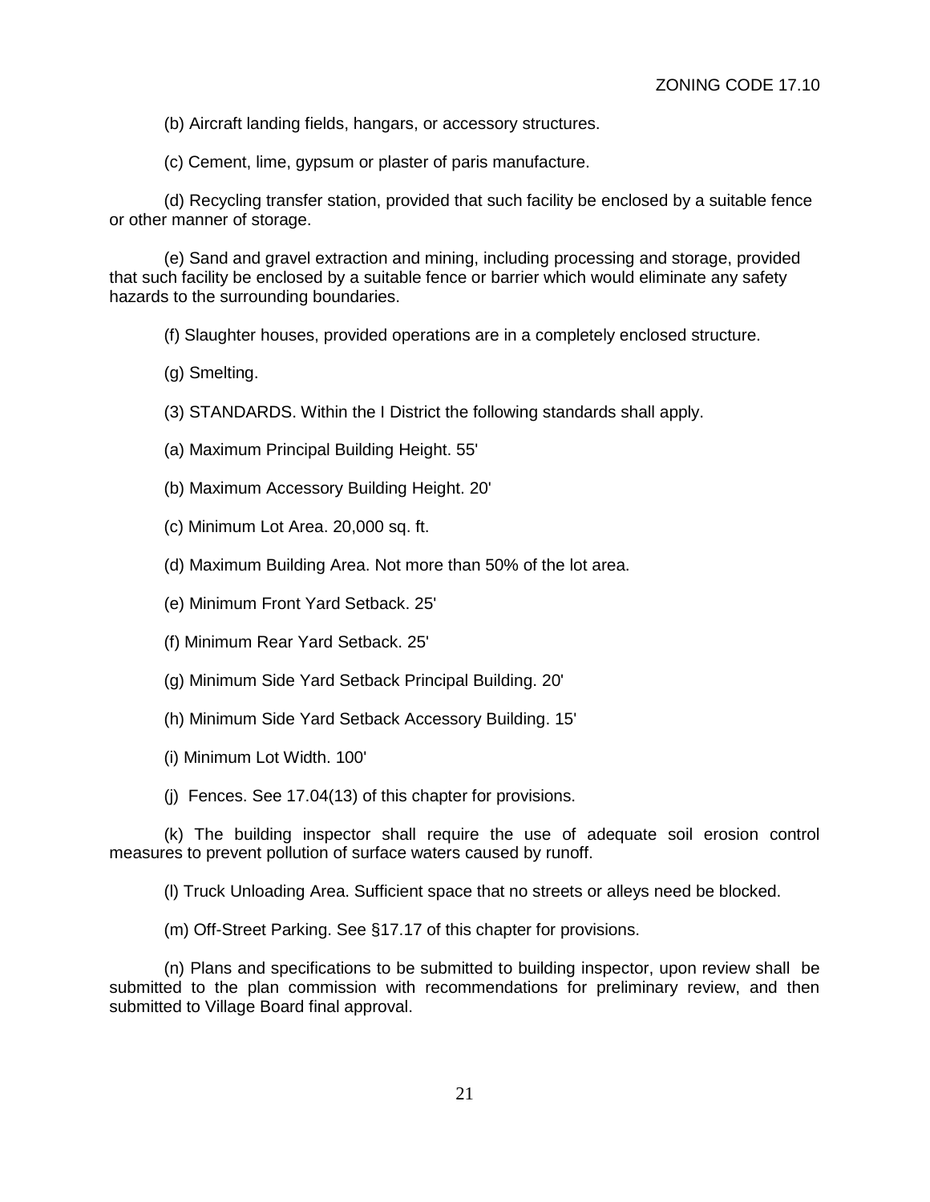(b) Aircraft landing fields, hangars, or accessory structures.

(c) Cement, lime, gypsum or plaster of paris manufacture.

(d) Recycling transfer station, provided that such facility be enclosed by a suitable fence or other manner of storage.

(e) Sand and gravel extraction and mining, including processing and storage, provided that such facility be enclosed by a suitable fence or barrier which would eliminate any safety hazards to the surrounding boundaries.

(f) Slaughter houses, provided operations are in a completely enclosed structure.

(g) Smelting.

(3) STANDARDS. Within the I District the following standards shall apply.

(a) Maximum Principal Building Height. 55'

(b) Maximum Accessory Building Height. 20'

(c) Minimum Lot Area. 20,000 sq. ft.

(d) Maximum Building Area. Not more than 50% of the lot area.

(e) Minimum Front Yard Setback. 25'

(f) Minimum Rear Yard Setback. 25'

(g) Minimum Side Yard Setback Principal Building. 20'

(h) Minimum Side Yard Setback Accessory Building. 15'

(i) Minimum Lot Width. 100'

(j) Fences. See 17.04(13) of this chapter for provisions.

(k) The building inspector shall require the use of adequate soil erosion control measures to prevent pollution of surface waters caused by runoff.

(l) Truck Unloading Area. Sufficient space that no streets or alleys need be blocked.

(m) Off-Street Parking. See §17.17 of this chapter for provisions.

(n) Plans and specifications to be submitted to building inspector, upon review shall be submitted to the plan commission with recommendations for preliminary review, and then submitted to Village Board final approval.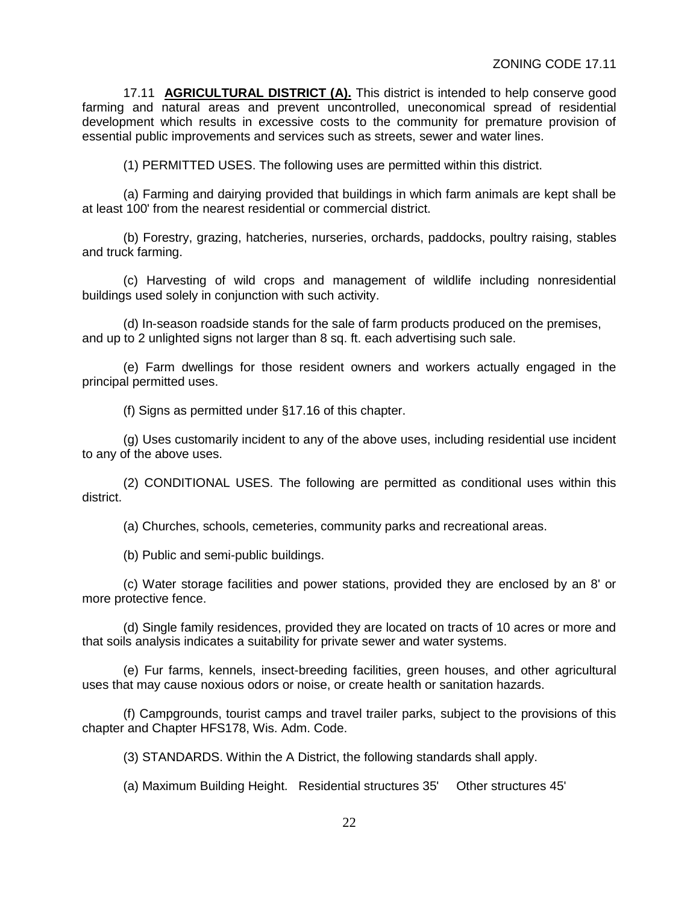**17.11 AGRICULTURAL DISTRICT (A).** This district is intended to help conserve good farming and natural areas and prevent uncontrolled, uneconomical spread of residential development which results in excessive costs to the community for premature provision of essential public improvements and services such as streets, sewer and water lines.

(1) PERMITTED USES. The following uses are permitted within this district.

(a) Farming and dairying provided that buildings in which farm animals are kept shall be at least 100' from the nearest residential or commercial district.

(b) Forestry, grazing, hatcheries, nurseries, orchards, paddocks, poultry raising, stables and truck farming.

(c) Harvesting of wild crops and management of wildlife including nonresidential buildings used solely in conjunction with such activity.

(d) In-season roadside stands for the sale of farm products produced on the premises, and up to 2 unlighted signs not larger than 8 sq. ft. each advertising such sale.

(e) Farm dwellings for those resident owners and workers actually engaged in the principal permitted uses.

(f) Signs as permitted under §17.16 of this chapter.

(g) Uses customarily incident to any of the above uses, including residential use incident to any of the above uses.

(2) CONDITIONAL USES. The following are permitted as conditional uses within this district.

(a) Churches, schools, cemeteries, community parks and recreational areas.

(b) Public and semi-public buildings.

(c) Water storage facilities and power stations, provided they are enclosed by an 8' or more protective fence.

(d) Single family residences, provided they are located on tracts of 10 acres or more and that soils analysis indicates a suitability for private sewer and water systems.

(e) Fur farms, kennels, insect-breeding facilities, green houses, and other agricultural uses that may cause noxious odors or noise, or create health or sanitation hazards.

(f) Campgrounds, tourist camps and travel trailer parks, subject to the provisions of this chapter and Chapter HFS178, Wis. Adm. Code.

(3) STANDARDS. Within the A District, the following standards shall apply.

(a) Maximum Building Height. Residential structures 35' Other structures 45'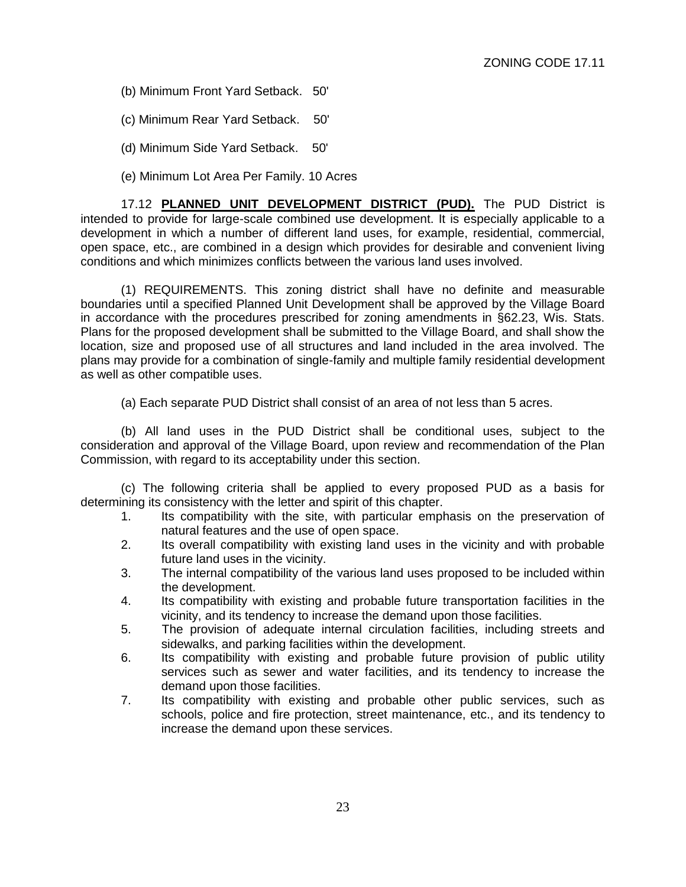(b) Minimum Front Yard Setback. 50'

(c) Minimum Rear Yard Setback. 50'

(d) Minimum Side Yard Setback. 50'

(e) Minimum Lot Area Per Family. 10 Acres

17.12 **PLANNED UNIT DEVELOPMENT DISTRICT (PUD).** The PUD District is intended to provide for large-scale combined use development. It is especially applicable to a development in which a number of different land uses, for example, residential, commercial, open space, etc., are combined in a design which provides for desirable and convenient living conditions and which minimizes conflicts between the various land uses involved.

(1) REQUIREMENTS. This zoning district shall have no definite and measurable boundaries until a specified Planned Unit Development shall be approved by the Village Board in accordance with the procedures prescribed for zoning amendments in §62.23, Wis. Stats. Plans for the proposed development shall be submitted to the Village Board, and shall show the location, size and proposed use of all structures and land included in the area involved. The plans may provide for a combination of single-family and multiple family residential development as well as other compatible uses.

(a) Each separate PUD District shall consist of an area of not less than 5 acres.

(b) All land uses in the PUD District shall be conditional uses, subject to the consideration and approval of the Village Board, upon review and recommendation of the Plan Commission, with regard to its acceptability under this section.

(c) The following criteria shall be applied to every proposed PUD as a basis for determining its consistency with the letter and spirit of this chapter.

1. Its compatibility with the site, with particular emphasis on the preservation of natural features and the use of open space.
2. Its overall compatibility with existing land uses in the vicinity and with probable future land uses in the vicinity.
3. The internal compatibility of the various land uses proposed to be included within the development.
4. Its compatibility with existing and probable future transportation facilities in the vicinity, and its tendency to increase the demand upon those facilities.
5. The provision of adequate internal circulation facilities, including streets and sidewalks, and parking facilities within the development.
6. Its compatibility with existing and probable future provision of public utility services such as sewer and water facilities, and its tendency to increase the demand upon those facilities.
7. Its compatibility with existing and probable other public services, such as schools, police and fire protection, street maintenance, etc., and its tendency to increase the demand upon these services.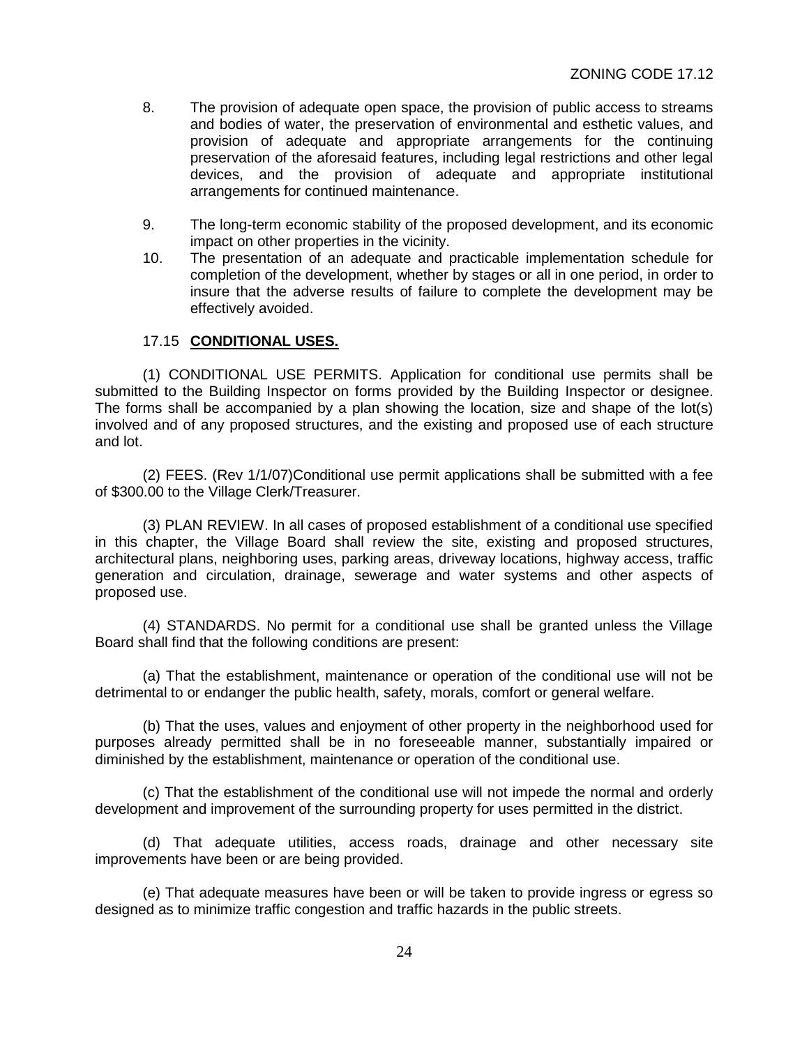8. The provision of adequate open space, the provision of public access to streams and bodies of water, the preservation of environmental and esthetic values, and provision of adequate and appropriate arrangements for the continuing preservation of the aforesaid features, including legal restrictions and other legal devices, and the provision of adequate and appropriate institutional arrangements for continued maintenance.

9. The long-term economic stability of the proposed development, and its economic impact on other properties in the vicinity.

10. The presentation of an adequate and practicable implementation schedule for completion of the development, whether by stages or all in one period, in order to insure that the adverse results of failure to complete the development may be effectively avoided.

## 17.15 **CONDITIONAL USES.**

(1) CONDITIONAL USE PERMITS. Application for conditional use permits shall be submitted to the Building Inspector on forms provided by the Building Inspector or designee. The forms shall be accompanied by a plan showing the location, size and shape of the lot(s) involved and of any proposed structures, and the existing and proposed use of each structure and lot.

(2) FEES. (Rev 1/1/07)Conditional use permit applications shall be submitted with a fee of $300.00 to the Village Clerk/Treasurer.

(3) PLAN REVIEW. In all cases of proposed establishment of a conditional use specified in this chapter, the Village Board shall review the site, existing and proposed structures, architectural plans, neighboring uses, parking areas, driveway locations, highway access, traffic generation and circulation, drainage, sewerage and water systems and other aspects of proposed use.

(4) STANDARDS. No permit for a conditional use shall be granted unless the Village Board shall find that the following conditions are present:

(a) That the establishment, maintenance or operation of the conditional use will not be detrimental to or endanger the public health, safety, morals, comfort or general welfare.

(b) That the uses, values and enjoyment of other property in the neighborhood used for purposes already permitted shall be in no foreseeable manner, substantially impaired or diminished by the establishment, maintenance or operation of the conditional use.

(c) That the establishment of the conditional use will not impede the normal and orderly development and improvement of the surrounding property for uses permitted in the district.

(d) That adequate utilities, access roads, drainage and other necessary site improvements have been or are being provided.

(e) That adequate measures have been or will be taken to provide ingress or egress so designed as to minimize traffic congestion and traffic hazards in the public streets.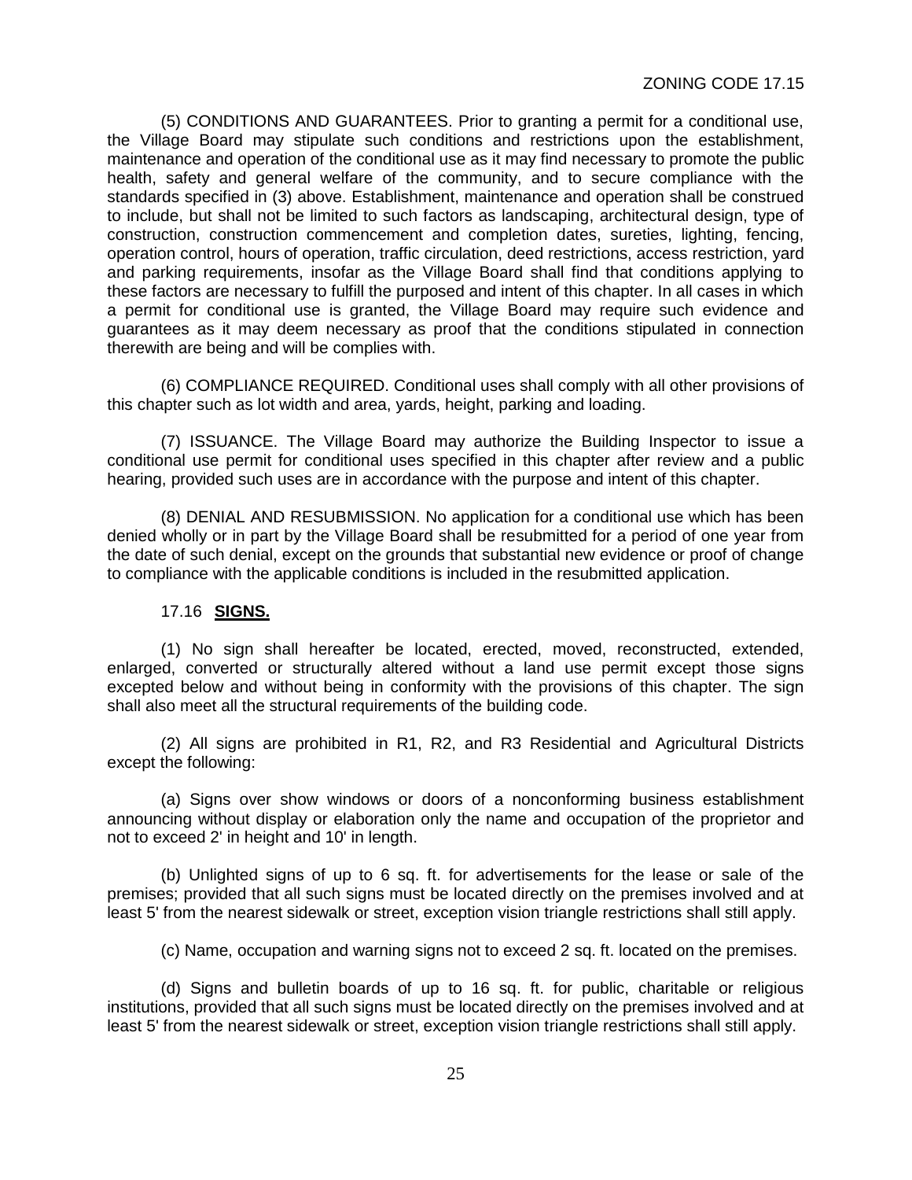(5) CONDITIONS AND GUARANTEES. Prior to granting a permit for a conditional use, the Village Board may stipulate such conditions and restrictions upon the establishment, maintenance and operation of the conditional use as it may find necessary to promote the public health, safety and general welfare of the community, and to secure compliance with the standards specified in (3) above. Establishment, maintenance and operation shall be construed to include, but shall not be limited to such factors as landscaping, architectural design, type of construction, construction commencement and completion dates, sureties, lighting, fencing, operation control, hours of operation, traffic circulation, deed restrictions, access restriction, yard and parking requirements, insofar as the Village Board shall find that conditions applying to these factors are necessary to fulfill the purposed and intent of this chapter. In all cases in which a permit for conditional use is granted, the Village Board may require such evidence and guarantees as it may deem necessary as proof that the conditions stipulated in connection therewith are being and will be complies with.

(6) COMPLIANCE REQUIRED. Conditional uses shall comply with all other provisions of this chapter such as lot width and area, yards, height, parking and loading.

(7) ISSUANCE. The Village Board may authorize the Building Inspector to issue a conditional use permit for conditional uses specified in this chapter after review and a public hearing, provided such uses are in accordance with the purpose and intent of this chapter.

(8) DENIAL AND RESUBMISSION. No application for a conditional use which has been denied wholly or in part by the Village Board shall be resubmitted for a period of one year from the date of such denial, except on the grounds that substantial new evidence or proof of change to compliance with the applicable conditions is included in the resubmitted application.

## 17.16 **SIGNS.**

(1) No sign shall hereafter be located, erected, moved, reconstructed, extended, enlarged, converted or structurally altered without a land use permit except those signs excepted below and without being in conformity with the provisions of this chapter. The sign shall also meet all the structural requirements of the building code.

(2) All signs are prohibited in R1, R2, and R3 Residential and Agricultural Districts except the following:

(a) Signs over show windows or doors of a nonconforming business establishment announcing without display or elaboration only the name and occupation of the proprietor and not to exceed 2' in height and 10' in length.

(b) Unlighted signs of up to 6 sq. ft. for advertisements for the lease or sale of the premises; provided that all such signs must be located directly on the premises involved and at least 5' from the nearest sidewalk or street, exception vision triangle restrictions shall still apply.

(c) Name, occupation and warning signs not to exceed 2 sq. ft. located on the premises.

(d) Signs and bulletin boards of up to 16 sq. ft. for public, charitable or religious institutions, provided that all such signs must be located directly on the premises involved and at least 5' from the nearest sidewalk or street, exception vision triangle restrictions shall still apply.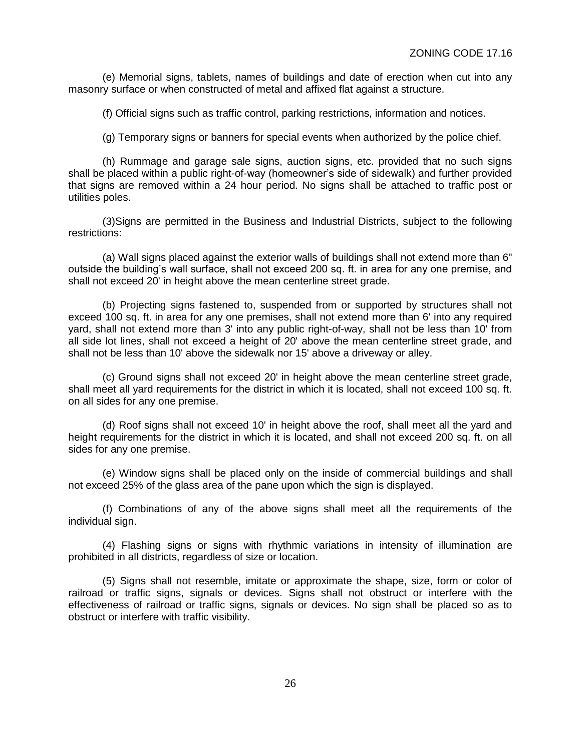(e) Memorial signs, tablets, names of buildings and date of erection when cut into any masonry surface or when constructed of metal and affixed flat against a structure.

(f) Official signs such as traffic control, parking restrictions, information and notices.

(g) Temporary signs or banners for special events when authorized by the police chief.

(h) Rummage and garage sale signs, auction signs, etc. provided that no such signs shall be placed within a public right-of-way (homeowner's side of sidewalk) and further provided that signs are removed within a 24 hour period. No signs shall be attached to traffic post or utilities poles.

(3)Signs are permitted in the Business and Industrial Districts, subject to the following restrictions:

(a) Wall signs placed against the exterior walls of buildings shall not extend more than 6" outside the building's wall surface, shall not exceed 200 sq. ft. in area for any one premise, and shall not exceed 20' in height above the mean centerline street grade.

(b) Projecting signs fastened to, suspended from or supported by structures shall not exceed 100 sq. ft. in area for any one premises, shall not extend more than 6' into any required yard, shall not extend more than 3' into any public right-of-way, shall not be less than 10' from all side lot lines, shall not exceed a height of 20' above the mean centerline street grade, and shall not be less than 10' above the sidewalk nor 15' above a driveway or alley.

(c) Ground signs shall not exceed 20' in height above the mean centerline street grade, shall meet all yard requirements for the district in which it is located, shall not exceed 100 sq. ft. on all sides for any one premise.

(d) Roof signs shall not exceed 10' in height above the roof, shall meet all the yard and height requirements for the district in which it is located, and shall not exceed 200 sq. ft. on all sides for any one premise.

(e) Window signs shall be placed only on the inside of commercial buildings and shall not exceed 25% of the glass area of the pane upon which the sign is displayed.

(f) Combinations of any of the above signs shall meet all the requirements of the individual sign.

(4) Flashing signs or signs with rhythmic variations in intensity of illumination are prohibited in all districts, regardless of size or location.

(5) Signs shall not resemble, imitate or approximate the shape, size, form or color of railroad or traffic signs, signals or devices. Signs shall not obstruct or interfere with the effectiveness of railroad or traffic signs, signals or devices. No sign shall be placed so as to obstruct or interfere with traffic visibility.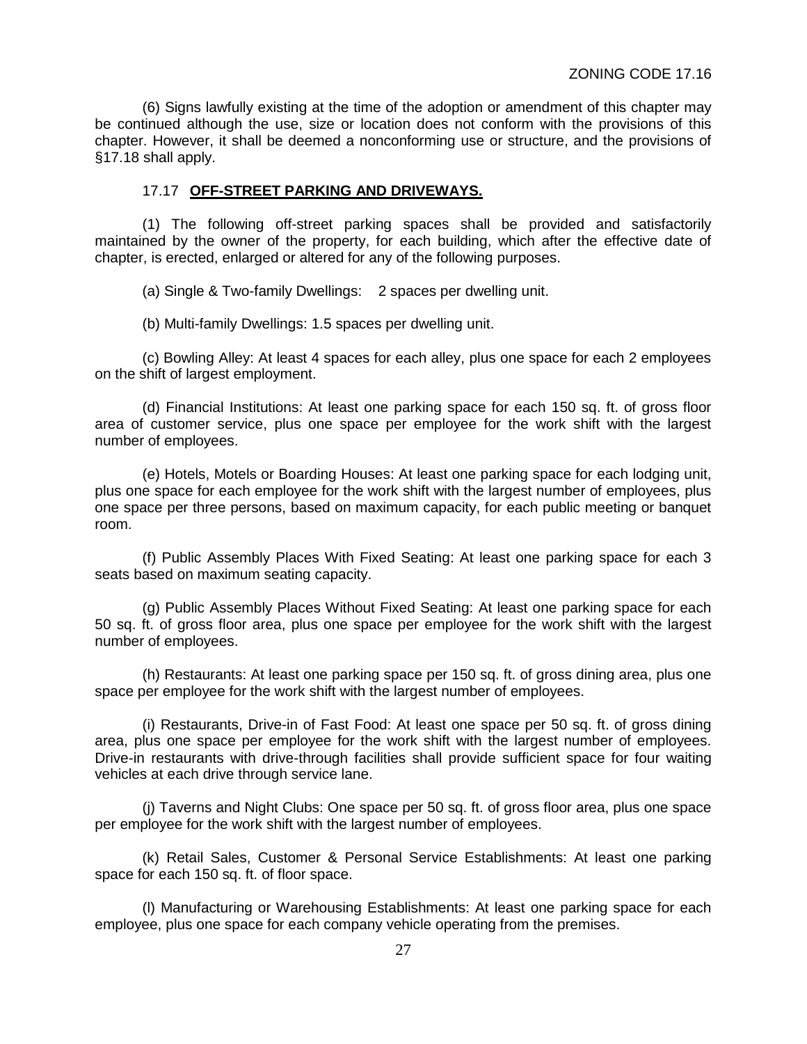(6) Signs lawfully existing at the time of the adoption or amendment of this chapter may be continued although the use, size or location does not conform with the provisions of this chapter. However, it shall be deemed a nonconforming use or structure, and the provisions of §17.18 shall apply.

## 17.17 **OFF-STREET PARKING AND DRIVEWAYS.**

(1) The following off-street parking spaces shall be provided and satisfactorily maintained by the owner of the property, for each building, which after the effective date of chapter, is erected, enlarged or altered for any of the following purposes.

(a) Single & Two-family Dwellings: 2 spaces per dwelling unit.

(b) Multi-family Dwellings: 1.5 spaces per dwelling unit.

(c) Bowling Alley: At least 4 spaces for each alley, plus one space for each 2 employees on the shift of largest employment.

(d) Financial Institutions: At least one parking space for each 150 sq. ft. of gross floor area of customer service, plus one space per employee for the work shift with the largest number of employees.

(e) Hotels, Motels or Boarding Houses: At least one parking space for each lodging unit, plus one space for each employee for the work shift with the largest number of employees, plus one space per three persons, based on maximum capacity, for each public meeting or banquet room.

(f) Public Assembly Places With Fixed Seating: At least one parking space for each 3 seats based on maximum seating capacity.

(g) Public Assembly Places Without Fixed Seating: At least one parking space for each 50 sq. ft. of gross floor area, plus one space per employee for the work shift with the largest number of employees.

(h) Restaurants: At least one parking space per 150 sq. ft. of gross dining area, plus one space per employee for the work shift with the largest number of employees.

(i) Restaurants, Drive-in of Fast Food: At least one space per 50 sq. ft. of gross dining area, plus one space per employee for the work shift with the largest number of employees. Drive-in restaurants with drive-through facilities shall provide sufficient space for four waiting vehicles at each drive through service lane.

(j) Taverns and Night Clubs: One space per 50 sq. ft. of gross floor area, plus one space per employee for the work shift with the largest number of employees.

(k) Retail Sales, Customer & Personal Service Establishments: At least one parking space for each 150 sq. ft. of floor space.

(l) Manufacturing or Warehousing Establishments: At least one parking space for each employee, plus one space for each company vehicle operating from the premises.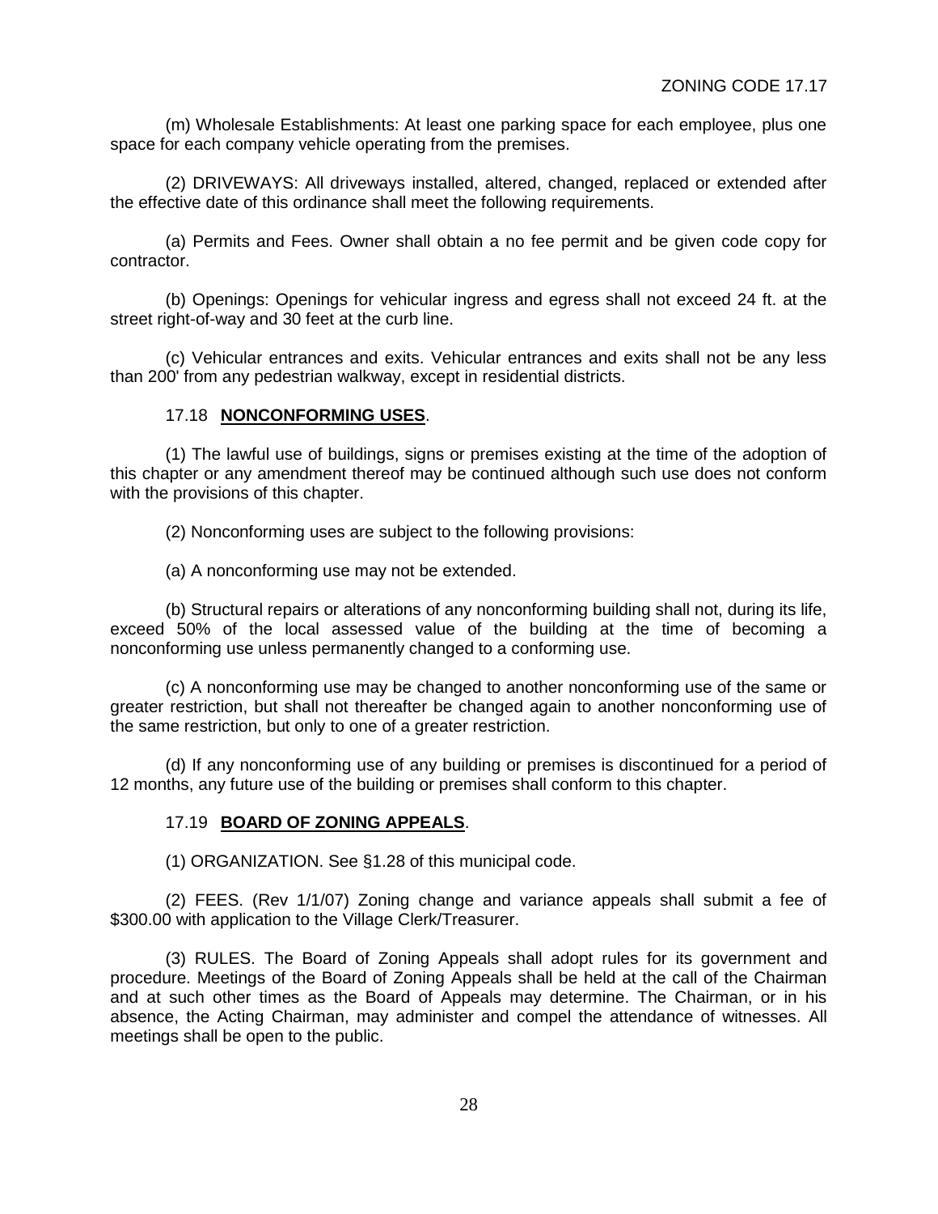(m) Wholesale Establishments: At least one parking space for each employee, plus one space for each company vehicle operating from the premises.

(2) DRIVEWAYS: All driveways installed, altered, changed, replaced or extended after the effective date of this ordinance shall meet the following requirements.

(a) Permits and Fees. Owner shall obtain a no fee permit and be given code copy for contractor.

(b) Openings: Openings for vehicular ingress and egress shall not exceed 24 ft. at the street right-of-way and 30 feet at the curb line.

(c) Vehicular entrances and exits. Vehicular entrances and exits shall not be any less than 200' from any pedestrian walkway, except in residential districts.

### 17.18 **NONCONFORMING USES**.

(1) The lawful use of buildings, signs or premises existing at the time of the adoption of this chapter or any amendment thereof may be continued although such use does not conform with the provisions of this chapter.

(2) Nonconforming uses are subject to the following provisions:

(a) A nonconforming use may not be extended.

(b) Structural repairs or alterations of any nonconforming building shall not, during its life, exceed 50% of the local assessed value of the building at the time of becoming a nonconforming use unless permanently changed to a conforming use.

(c) A nonconforming use may be changed to another nonconforming use of the same or greater restriction, but shall not thereafter be changed again to another nonconforming use of the same restriction, but only to one of a greater restriction.

(d) If any nonconforming use of any building or premises is discontinued for a period of 12 months, any future use of the building or premises shall conform to this chapter.

### 17.19 **BOARD OF ZONING APPEALS**.

(1) ORGANIZATION. See §1.28 of this municipal code.

(2) FEES. (Rev 1/1/07) Zoning change and variance appeals shall submit a fee of $300.00 with application to the Village Clerk/Treasurer.

(3) RULES. The Board of Zoning Appeals shall adopt rules for its government and procedure. Meetings of the Board of Zoning Appeals shall be held at the call of the Chairman and at such other times as the Board of Appeals may determine. The Chairman, or in his absence, the Acting Chairman, may administer and compel the attendance of witnesses. All meetings shall be open to the public.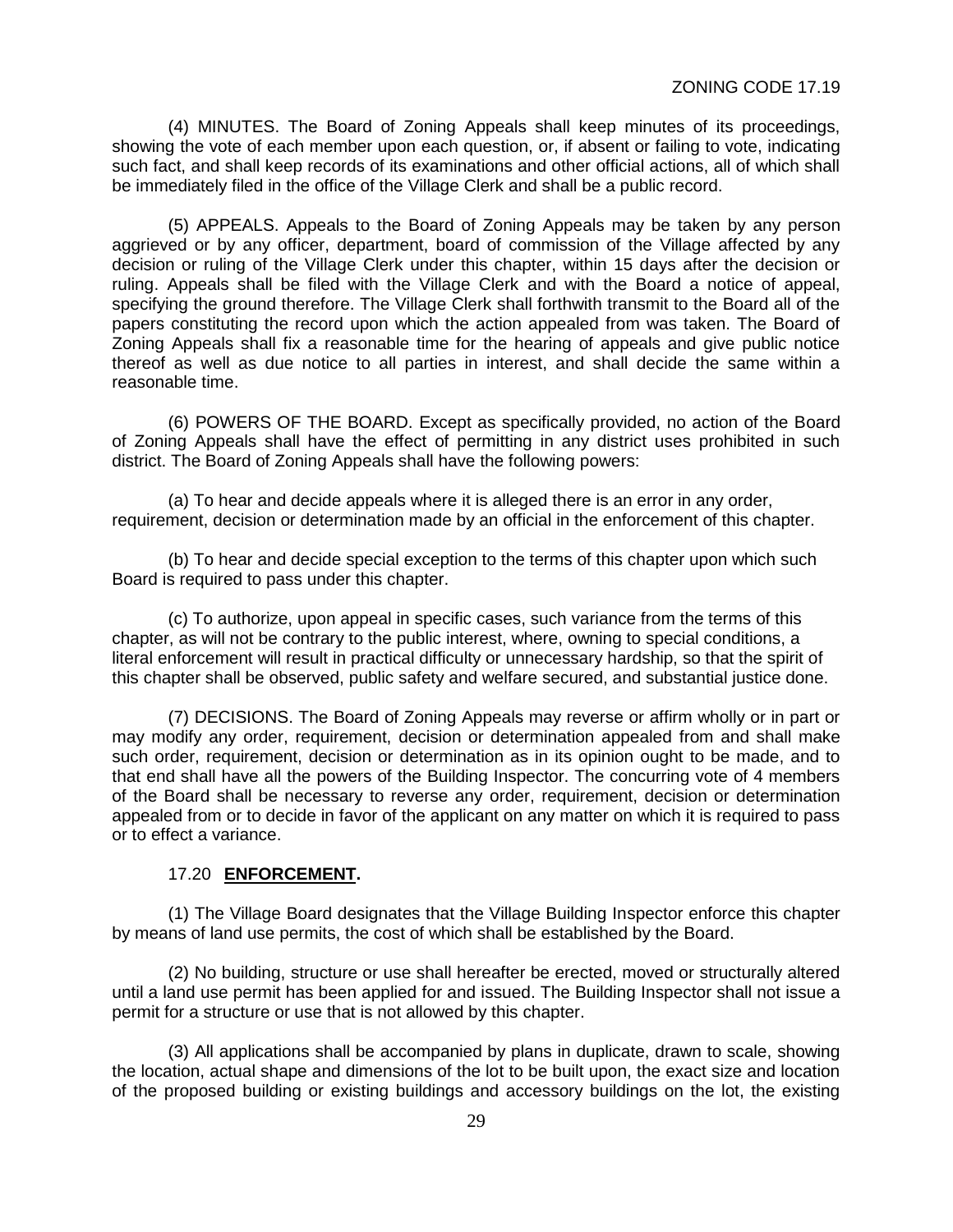(4) MINUTES. The Board of Zoning Appeals shall keep minutes of its proceedings, showing the vote of each member upon each question, or, if absent or failing to vote, indicating such fact, and shall keep records of its examinations and other official actions, all of which shall be immediately filed in the office of the Village Clerk and shall be a public record.

(5) APPEALS. Appeals to the Board of Zoning Appeals may be taken by any person aggrieved or by any officer, department, board of commission of the Village affected by any decision or ruling of the Village Clerk under this chapter, within 15 days after the decision or ruling. Appeals shall be filed with the Village Clerk and with the Board a notice of appeal, specifying the ground therefore. The Village Clerk shall forthwith transmit to the Board all of the papers constituting the record upon which the action appealed from was taken. The Board of Zoning Appeals shall fix a reasonable time for the hearing of appeals and give public notice thereof as well as due notice to all parties in interest, and shall decide the same within a reasonable time.

(6) POWERS OF THE BOARD. Except as specifically provided, no action of the Board of Zoning Appeals shall have the effect of permitting in any district uses prohibited in such district. The Board of Zoning Appeals shall have the following powers:

(a) To hear and decide appeals where it is alleged there is an error in any order, requirement, decision or determination made by an official in the enforcement of this chapter.

(b) To hear and decide special exception to the terms of this chapter upon which such Board is required to pass under this chapter.

(c) To authorize, upon appeal in specific cases, such variance from the terms of this chapter, as will not be contrary to the public interest, where, owning to special conditions, a literal enforcement will result in practical difficulty or unnecessary hardship, so that the spirit of this chapter shall be observed, public safety and welfare secured, and substantial justice done.

(7) DECISIONS. The Board of Zoning Appeals may reverse or affirm wholly or in part or may modify any order, requirement, decision or determination appealed from and shall make such order, requirement, decision or determination as in its opinion ought to be made, and to that end shall have all the powers of the Building Inspector. The concurring vote of 4 members of the Board shall be necessary to reverse any order, requirement, decision or determination appealed from or to decide in favor of the applicant on any matter on which it is required to pass or to effect a variance.

## 17.20 **ENFORCEMENT.**

(1) The Village Board designates that the Village Building Inspector enforce this chapter by means of land use permits, the cost of which shall be established by the Board.

(2) No building, structure or use shall hereafter be erected, moved or structurally altered until a land use permit has been applied for and issued. The Building Inspector shall not issue a permit for a structure or use that is not allowed by this chapter.

(3) All applications shall be accompanied by plans in duplicate, drawn to scale, showing the location, actual shape and dimensions of the lot to be built upon, the exact size and location of the proposed building or existing buildings and accessory buildings on the lot, the existing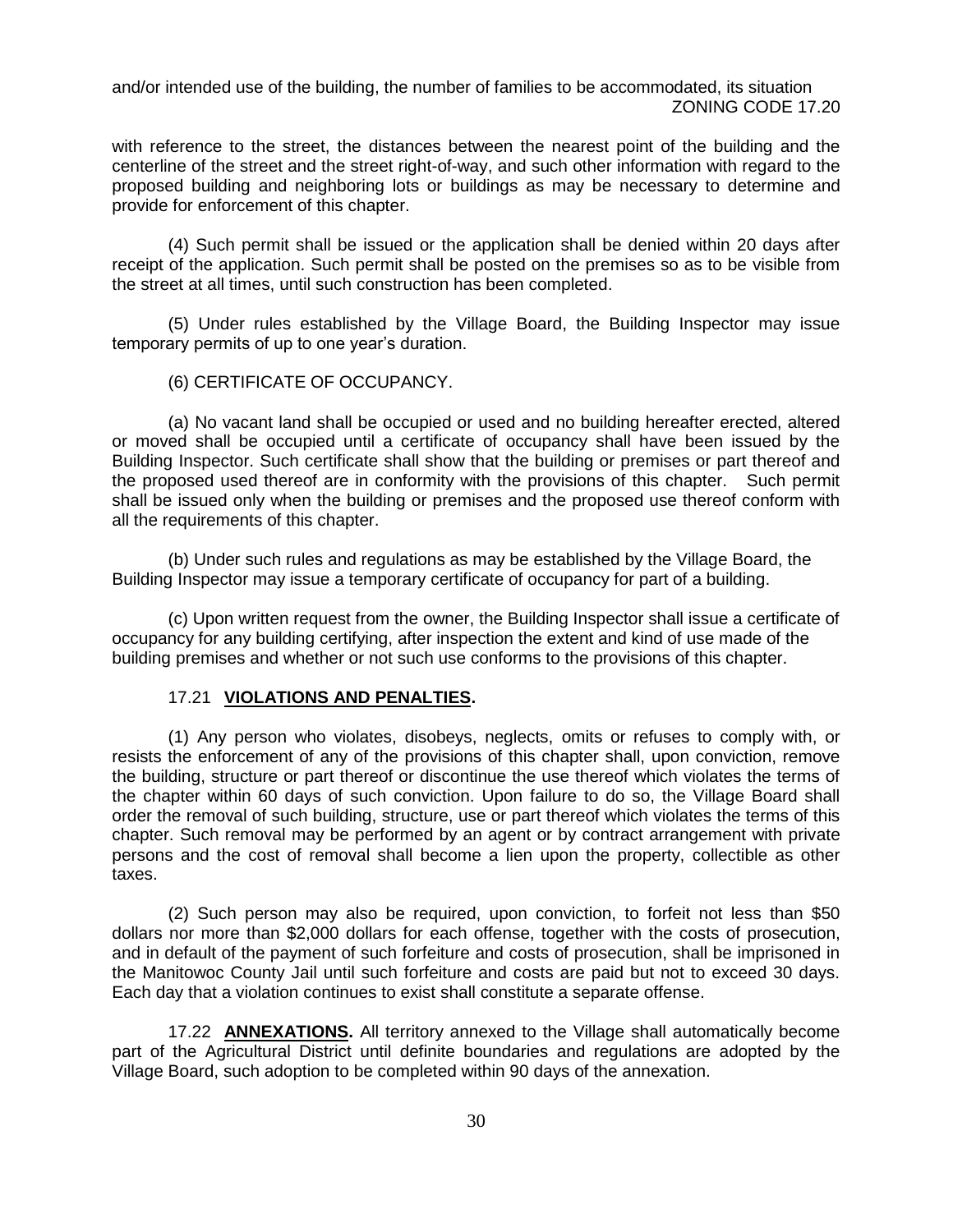and/or intended use of the building, the number of families to be accommodated, its situation with reference to the street, the distances between the nearest point of the building and the centerline of the street and the street right-of-way, and such other information with regard to the proposed building and neighboring lots or buildings as may be necessary to determine and provide for enforcement of this chapter.

(4) Such permit shall be issued or the application shall be denied within 20 days after receipt of the application. Such permit shall be posted on the premises so as to be visible from the street at all times, until such construction has been completed.

(5) Under rules established by the Village Board, the Building Inspector may issue temporary permits of up to one year's duration.

(6) CERTIFICATE OF OCCUPANCY.

(a) No vacant land shall be occupied or used and no building hereafter erected, altered or moved shall be occupied until a certificate of occupancy shall have been issued by the Building Inspector. Such certificate shall show that the building or premises or part thereof and the proposed used thereof are in conformity with the provisions of this chapter. Such permit shall be issued only when the building or premises and the proposed use thereof conform with all the requirements of this chapter.

(b) Under such rules and regulations as may be established by the Village Board, the Building Inspector may issue a temporary certificate of occupancy for part of a building.

(c) Upon written request from the owner, the Building Inspector shall issue a certificate of occupancy for any building certifying, after inspection the extent and kind of use made of the building premises and whether or not such use conforms to the provisions of this chapter.

17.21 **VIOLATIONS AND PENALTIES.**

(1) Any person who violates, disobeys, neglects, omits or refuses to comply with, or resists the enforcement of any of the provisions of this chapter shall, upon conviction, remove the building, structure or part thereof or discontinue the use thereof which violates the terms of the chapter within 60 days of such conviction. Upon failure to do so, the Village Board shall order the removal of such building, structure, use or part thereof which violates the terms of this chapter. Such removal may be performed by an agent or by contract arrangement with private persons and the cost of removal shall become a lien upon the property, collectible as other taxes.

(2) Such person may also be required, upon conviction, to forfeit not less than $50 dollars nor more than $2,000 dollars for each offense, together with the costs of prosecution, and in default of the payment of such forfeiture and costs of prosecution, shall be imprisoned in the Manitowoc County Jail until such forfeiture and costs are paid but not to exceed 30 days. Each day that a violation continues to exist shall constitute a separate offense.

17.22 **ANNEXATIONS.** All territory annexed to the Village shall automatically become part of the Agricultural District until definite boundaries and regulations are adopted by the Village Board, such adoption to be completed within 90 days of the annexation.